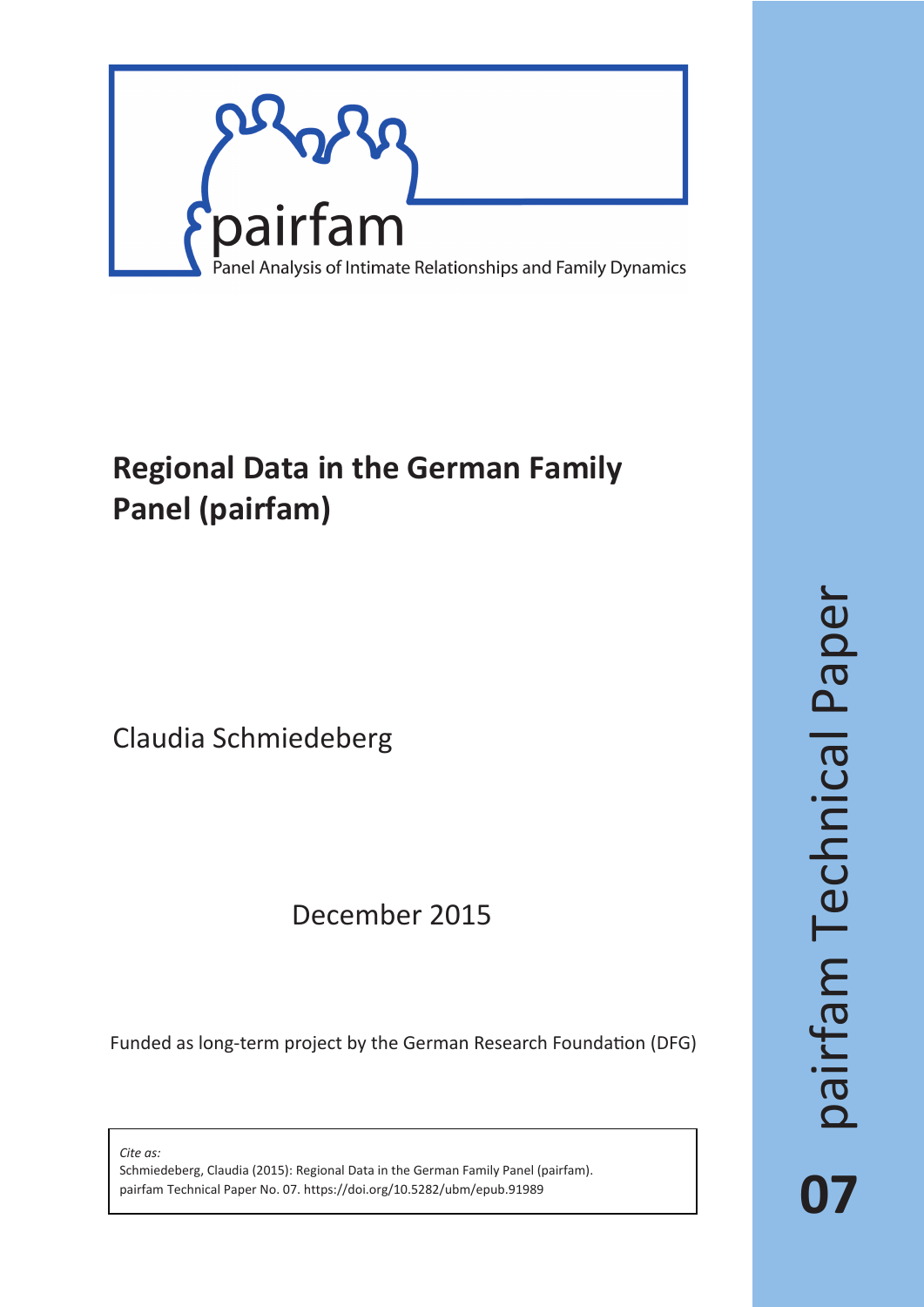pairfam

Panel Analysis of Intimate Relationships and Family Dynamics

# Regional Data in the German Family Panel (pairfam)

Claudia Schmiedeberg

December 2015

Funded as long-term project by the German Research Foundation (DFG)

*Cite as:*
Schmiedeberg, Claudia (2015): Regional Data in the German Family Panel (pairfam). pairfam Technical Paper No. 07. https://doi.org/10.5282/ubm/epub.91989

pairfam Technical Paper

**07**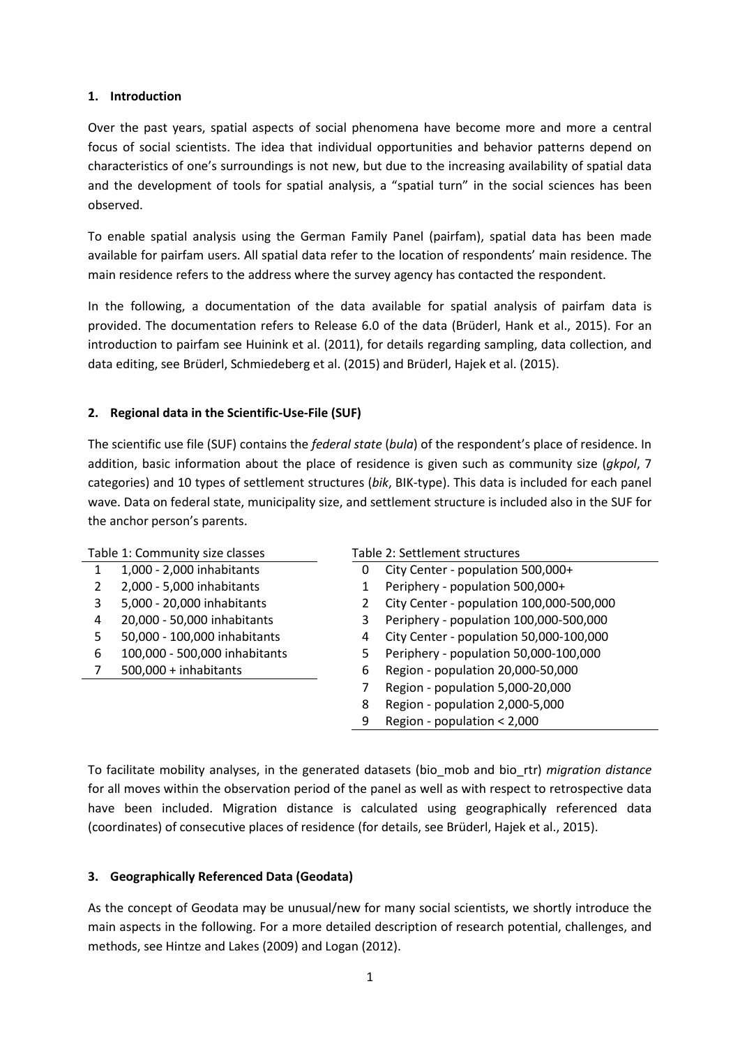## 1. Introduction

Over the past years, spatial aspects of social phenomena have become more and more a central focus of social scientists. The idea that individual opportunities and behavior patterns depend on characteristics of one's surroundings is not new, but due to the increasing availability of spatial data and the development of tools for spatial analysis, a "spatial turn" in the social sciences has been observed.

To enable spatial analysis using the German Family Panel (pairfam), spatial data has been made available for pairfam users. All spatial data refer to the location of respondents' main residence. The main residence refers to the address where the survey agency has contacted the respondent.

In the following, a documentation of the data available for spatial analysis of pairfam data is provided. The documentation refers to Release 6.0 of the data (Brüderl, Hank et al., 2015). For an introduction to pairfam see Huinink et al. (2011), for details regarding sampling, data collection, and data editing, see Brüderl, Schmiedeberg et al. (2015) and Brüderl, Hajek et al. (2015).

## 2. Regional data in the Scientific-Use-File (SUF)

The scientific use file (SUF) contains the *federal state* (*bula*) of the respondent's place of residence. In addition, basic information about the place of residence is given such as community size (*gkpol*, 7 categories) and 10 types of settlement structures (*bik*, BIK-type). This data is included for each panel wave. Data on federal state, municipality size, and settlement structure is included also in the SUF for the anchor person's parents.

Table 1: Community size classes

| | |
|---|---|
| 1 | 1,000 - 2,000 inhabitants |
| 2 | 2,000 - 5,000 inhabitants |
| 3 | 5,000 - 20,000 inhabitants |
| 4 | 20,000 - 50,000 inhabitants |
| 5 | 50,000 - 100,000 inhabitants |
| 6 | 100,000 - 500,000 inhabitants |
| 7 | 500,000 + inhabitants |

Table 2: Settlement structures

| | |
|---|---|
| 0 | City Center - population 500,000+ |
| 1 | Periphery - population 500,000+ |
| 2 | City Center - population 100,000-500,000 |
| 3 | Periphery - population 100,000-500,000 |
| 4 | City Center - population 50,000-100,000 |
| 5 | Periphery - population 50,000-100,000 |
| 6 | Region - population 20,000-50,000 |
| 7 | Region - population 5,000-20,000 |
| 8 | Region - population 2,000-5,000 |
| 9 | Region - population < 2,000 |

To facilitate mobility analyses, in the generated datasets (bio_mob and bio_rtr) *migration distance* for all moves within the observation period of the panel as well as with respect to retrospective data have been included. Migration distance is calculated using geographically referenced data (coordinates) of consecutive places of residence (for details, see Brüderl, Hajek et al., 2015).

## 3. Geographically Referenced Data (Geodata)

As the concept of Geodata may be unusual/new for many social scientists, we shortly introduce the main aspects in the following. For a more detailed description of research potential, challenges, and methods, see Hintze and Lakes (2009) and Logan (2012).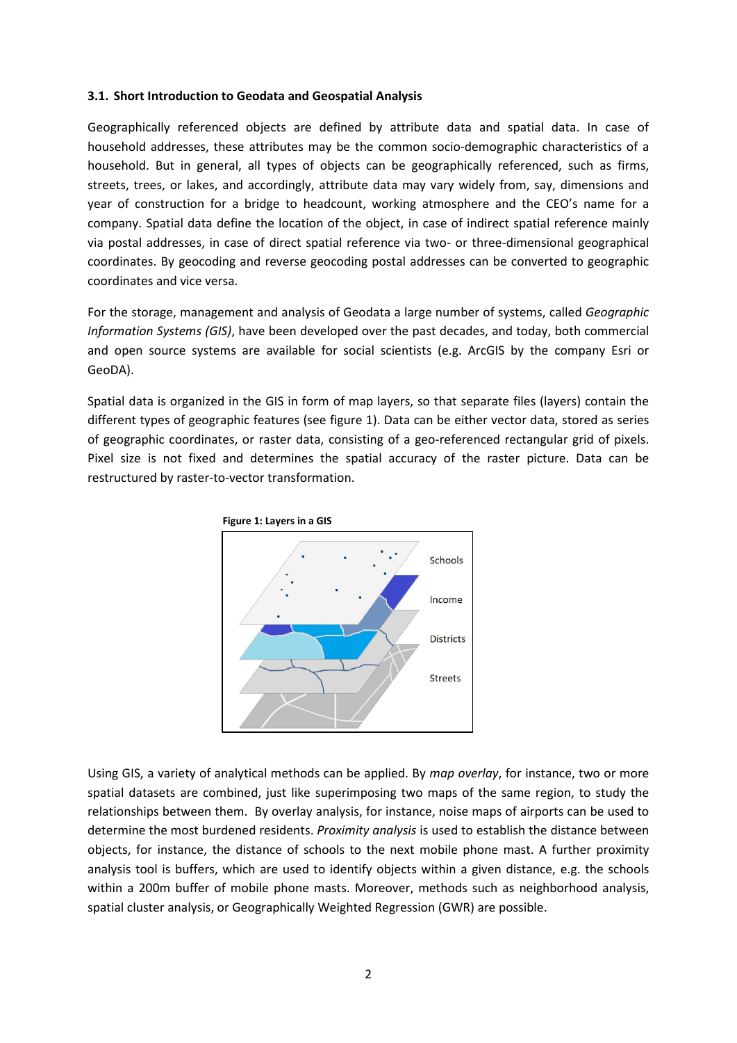### 3.1. Short Introduction to Geodata and Geospatial Analysis

Geographically referenced objects are defined by attribute data and spatial data. In case of household addresses, these attributes may be the common socio-demographic characteristics of a household. But in general, all types of objects can be geographically referenced, such as firms, streets, trees, or lakes, and accordingly, attribute data may vary widely from, say, dimensions and year of construction for a bridge to headcount, working atmosphere and the CEO's name for a company. Spatial data define the location of the object, in case of indirect spatial reference mainly via postal addresses, in case of direct spatial reference via two- or three-dimensional geographical coordinates. By geocoding and reverse geocoding postal addresses can be converted to geographic coordinates and vice versa.

For the storage, management and analysis of Geodata a large number of systems, called *Geographic Information Systems (GIS)*, have been developed over the past decades, and today, both commercial and open source systems are available for social scientists (e.g. ArcGIS by the company Esri or GeoDA).

Spatial data is organized in the GIS in form of map layers, so that separate files (layers) contain the different types of geographic features (see figure 1). Data can be either vector data, stored as series of geographic coordinates, or raster data, consisting of a geo-referenced rectangular grid of pixels. Pixel size is not fixed and determines the spatial accuracy of the raster picture. Data can be restructured by raster-to-vector transformation.

**Figure 1: Layers in a GIS**

Schools

Income

Districts

Streets

Using GIS, a variety of analytical methods can be applied. By *map overlay*, for instance, two or more spatial datasets are combined, just like superimposing two maps of the same region, to study the relationships between them. By overlay analysis, for instance, noise maps of airports can be used to determine the most burdened residents. *Proximity analysis* is used to establish the distance between objects, for instance, the distance of schools to the next mobile phone mast. A further proximity analysis tool is buffers, which are used to identify objects within a given distance, e.g. the schools within a 200m buffer of mobile phone masts. Moreover, methods such as neighborhood analysis, spatial cluster analysis, or Geographically Weighted Regression (GWR) are possible.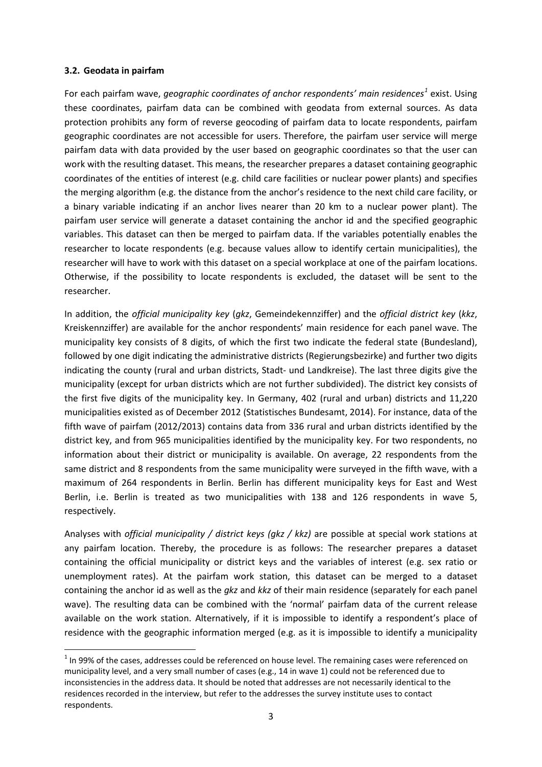### 3.2. Geodata in pairfam

For each pairfam wave, *geographic coordinates of anchor respondents' main residences*[1] exist. Using these coordinates, pairfam data can be combined with geodata from external sources. As data protection prohibits any form of reverse geocoding of pairfam data to locate respondents, pairfam geographic coordinates are not accessible for users. Therefore, the pairfam user service will merge pairfam data with data provided by the user based on geographic coordinates so that the user can work with the resulting dataset. This means, the researcher prepares a dataset containing geographic coordinates of the entities of interest (e.g. child care facilities or nuclear power plants) and specifies the merging algorithm (e.g. the distance from the anchor's residence to the next child care facility, or a binary variable indicating if an anchor lives nearer than 20 km to a nuclear power plant). The pairfam user service will generate a dataset containing the anchor id and the specified geographic variables. This dataset can then be merged to pairfam data. If the variables potentially enables the researcher to locate respondents (e.g. because values allow to identify certain municipalities), the researcher will have to work with this dataset on a special workplace at one of the pairfam locations. Otherwise, if the possibility to locate respondents is excluded, the dataset will be sent to the researcher.

In addition, the *official municipality key* (*gkz*, Gemeindekennziffer) and the *official district key* (*kkz*, Kreiskennziffer) are available for the anchor respondents' main residence for each panel wave. The municipality key consists of 8 digits, of which the first two indicate the federal state (Bundesland), followed by one digit indicating the administrative districts (Regierungsbezirke) and further two digits indicating the county (rural and urban districts, Stadt- und Landkreise). The last three digits give the municipality (except for urban districts which are not further subdivided). The district key consists of the first five digits of the municipality key. In Germany, 402 (rural and urban) districts and 11,220 municipalities existed as of December 2012 (Statistisches Bundesamt, 2014). For instance, data of the fifth wave of pairfam (2012/2013) contains data from 336 rural and urban districts identified by the district key, and from 965 municipalities identified by the municipality key. For two respondents, no information about their district or municipality is available. On average, 22 respondents from the same district and 8 respondents from the same municipality were surveyed in the fifth wave, with a maximum of 264 respondents in Berlin. Berlin has different municipality keys for East and West Berlin, i.e. Berlin is treated as two municipalities with 138 and 126 respondents in wave 5, respectively.

Analyses with *official municipality / district keys (gkz / kkz)* are possible at special work stations at any pairfam location. Thereby, the procedure is as follows: The researcher prepares a dataset containing the official municipality or district keys and the variables of interest (e.g. sex ratio or unemployment rates). At the pairfam work station, this dataset can be merged to a dataset containing the anchor id as well as the *gkz* and *kkz* of their main residence (separately for each panel wave). The resulting data can be combined with the 'normal' pairfam data of the current release available on the work station. Alternatively, if it is impossible to identify a respondent's place of residence with the geographic information merged (e.g. as it is impossible to identify a municipality

[1] In 99% of the cases, addresses could be referenced on house level. The remaining cases were referenced on municipality level, and a very small number of cases (e.g., 14 in wave 1) could not be referenced due to inconsistencies in the address data. It should be noted that addresses are not necessarily identical to the residences recorded in the interview, but refer to the addresses the survey institute uses to contact respondents.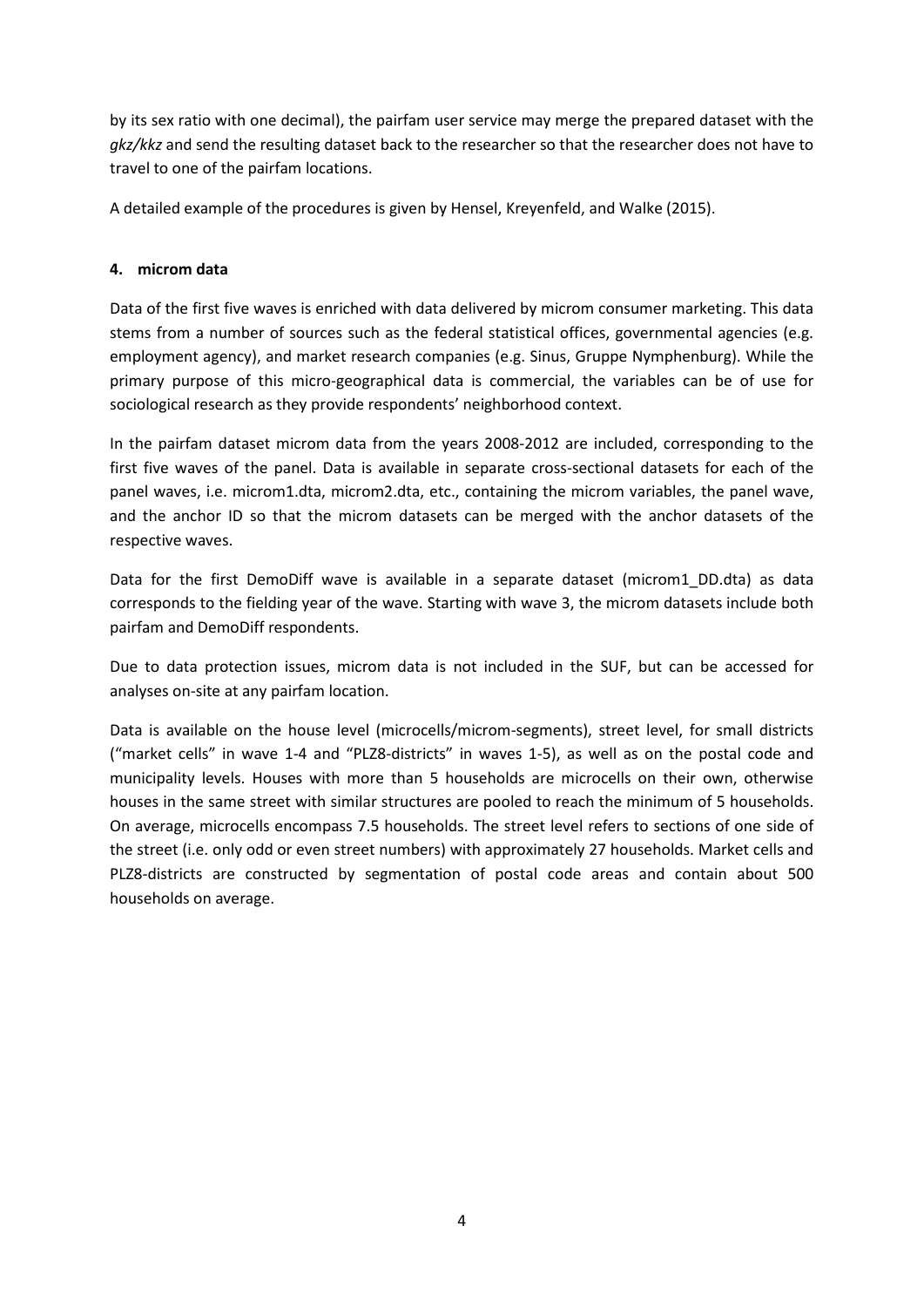by its sex ratio with one decimal), the pairfam user service may merge the prepared dataset with the *gkz/kkz* and send the resulting dataset back to the researcher so that the researcher does not have to travel to one of the pairfam locations.

A detailed example of the procedures is given by Hensel, Kreyenfeld, and Walke (2015).

## 4. microm data

Data of the first five waves is enriched with data delivered by microm consumer marketing. This data stems from a number of sources such as the federal statistical offices, governmental agencies (e.g. employment agency), and market research companies (e.g. Sinus, Gruppe Nymphenburg). While the primary purpose of this micro-geographical data is commercial, the variables can be of use for sociological research as they provide respondents' neighborhood context.

In the pairfam dataset microm data from the years 2008-2012 are included, corresponding to the first five waves of the panel. Data is available in separate cross-sectional datasets for each of the panel waves, i.e. microm1.dta, microm2.dta, etc., containing the microm variables, the panel wave, and the anchor ID so that the microm datasets can be merged with the anchor datasets of the respective waves.

Data for the first DemoDiff wave is available in a separate dataset (microm1_DD.dta) as data corresponds to the fielding year of the wave. Starting with wave 3, the microm datasets include both pairfam and DemoDiff respondents.

Due to data protection issues, microm data is not included in the SUF, but can be accessed for analyses on-site at any pairfam location.

Data is available on the house level (microcells/microm-segments), street level, for small districts ("market cells" in wave 1-4 and "PLZ8-districts" in waves 1-5), as well as on the postal code and municipality levels. Houses with more than 5 households are microcells on their own, otherwise houses in the same street with similar structures are pooled to reach the minimum of 5 households. On average, microcells encompass 7.5 households. The street level refers to sections of one side of the street (i.e. only odd or even street numbers) with approximately 27 households. Market cells and PLZ8-districts are constructed by segmentation of postal code areas and contain about 500 households on average.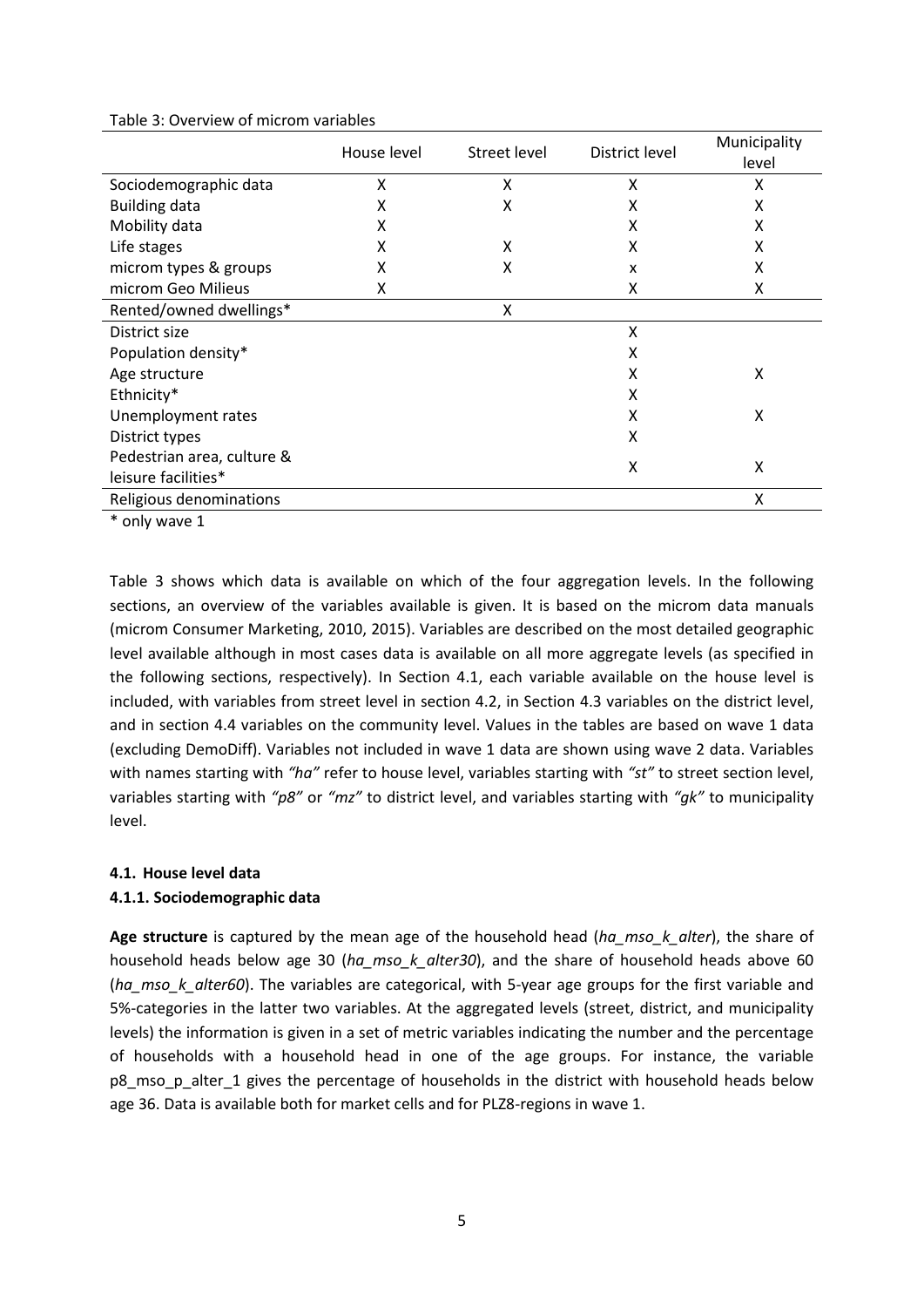Table 3: Overview of microm variables

| | House level | Street level | District level | Municipality level |
|---|---|---|---|---|
| Sociodemographic data | X | X | X | X |
| Building data | X | X | X | X |
| Mobility data | X | | X | X |
| Life stages | X | X | X | X |
| microm types & groups | X | X | x | X |
| microm Geo Milieus | X | | X | X |
| Rented/owned dwellings* | | X | | |
| District size | | | X | |
| Population density* | | | X | |
| Age structure | | | X | X |
| Ethnicity* | | | X | |
| Unemployment rates | | | X | X |
| District types | | | X | |
| Pedestrian area, culture & leisure facilities* | | | X | X |
| Religious denominations | | | | X |

\* only wave 1

Table 3 shows which data is available on which of the four aggregation levels. In the following sections, an overview of the variables available is given. It is based on the microm data manuals (microm Consumer Marketing, 2010, 2015). Variables are described on the most detailed geographic level available although in most cases data is available on all more aggregate levels (as specified in the following sections, respectively). In Section 4.1, each variable available on the house level is included, with variables from street level in section 4.2, in Section 4.3 variables on the district level, and in section 4.4 variables on the community level. Values in the tables are based on wave 1 data (excluding DemoDiff). Variables not included in wave 1 data are shown using wave 2 data. Variables with names starting with *"ha"* refer to house level, variables starting with *"st"* to street section level, variables starting with *"p8"* or *"mz"* to district level, and variables starting with *"gk"* to municipality level.

### 4.1. House level data

#### 4.1.1. Sociodemographic data

**Age structure** is captured by the mean age of the household head (*ha_mso_k_alter*), the share of household heads below age 30 (*ha_mso_k_alter30*), and the share of household heads above 60 (*ha_mso_k_alter60*). The variables are categorical, with 5-year age groups for the first variable and 5%-categories in the latter two variables. At the aggregated levels (street, district, and municipality levels) the information is given in a set of metric variables indicating the number and the percentage of households with a household head in one of the age groups. For instance, the variable p8_mso_p_alter_1 gives the percentage of households in the district with household heads below age 36. Data is available both for market cells and for PLZ8-regions in wave 1.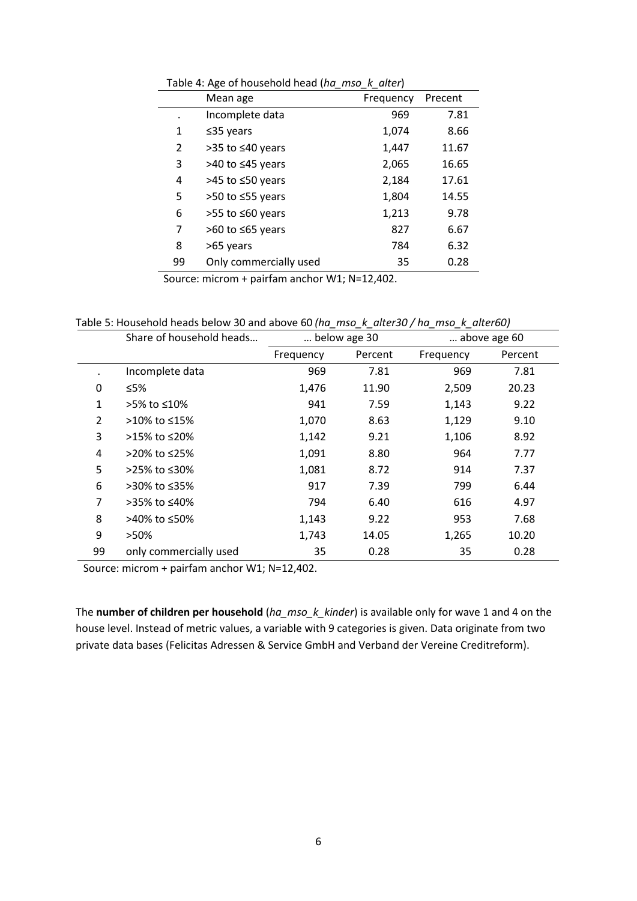Table 4: Age of household head (*ha_mso_k_alter*)

| | Mean age | Frequency | Precent |
|---|---|---|---|
| . | Incomplete data | 969 | 7.81 |
| 1 | ≤35 years | 1,074 | 8.66 |
| 2 | >35 to ≤40 years | 1,447 | 11.67 |
| 3 | >40 to ≤45 years | 2,065 | 16.65 |
| 4 | >45 to ≤50 years | 2,184 | 17.61 |
| 5 | >50 to ≤55 years | 1,804 | 14.55 |
| 6 | >55 to ≤60 years | 1,213 | 9.78 |
| 7 | >60 to ≤65 years | 827 | 6.67 |
| 8 | >65 years | 784 | 6.32 |
| 99 | Only commercially used | 35 | 0.28 |

Source: microm + pairfam anchor W1; N=12,402.

Table 5: Household heads below 30 and above 60 *(ha_mso_k_alter30 / ha_mso_k_alter60)*

| | Share of household heads… | … below age 30 | | … above age 60 | |
|---|---|---|---|---|---|
| | | Frequency | Percent | Frequency | Percent |
| . | Incomplete data | 969 | 7.81 | 969 | 7.81 |
| 0 | ≤5% | 1,476 | 11.90 | 2,509 | 20.23 |
| 1 | >5% to ≤10% | 941 | 7.59 | 1,143 | 9.22 |
| 2 | >10% to ≤15% | 1,070 | 8.63 | 1,129 | 9.10 |
| 3 | >15% to ≤20% | 1,142 | 9.21 | 1,106 | 8.92 |
| 4 | >20% to ≤25% | 1,091 | 8.80 | 964 | 7.77 |
| 5 | >25% to ≤30% | 1,081 | 8.72 | 914 | 7.37 |
| 6 | >30% to ≤35% | 917 | 7.39 | 799 | 6.44 |
| 7 | >35% to ≤40% | 794 | 6.40 | 616 | 4.97 |
| 8 | >40% to ≤50% | 1,143 | 9.22 | 953 | 7.68 |
| 9 | >50% | 1,743 | 14.05 | 1,265 | 10.20 |
| 99 | only commercially used | 35 | 0.28 | 35 | 0.28 |

Source: microm + pairfam anchor W1; N=12,402.

The **number of children per household** (*ha_mso_k_kinder*) is available only for wave 1 and 4 on the house level. Instead of metric values, a variable with 9 categories is given. Data originate from two private data bases (Felicitas Adressen & Service GmbH and Verband der Vereine Creditreform).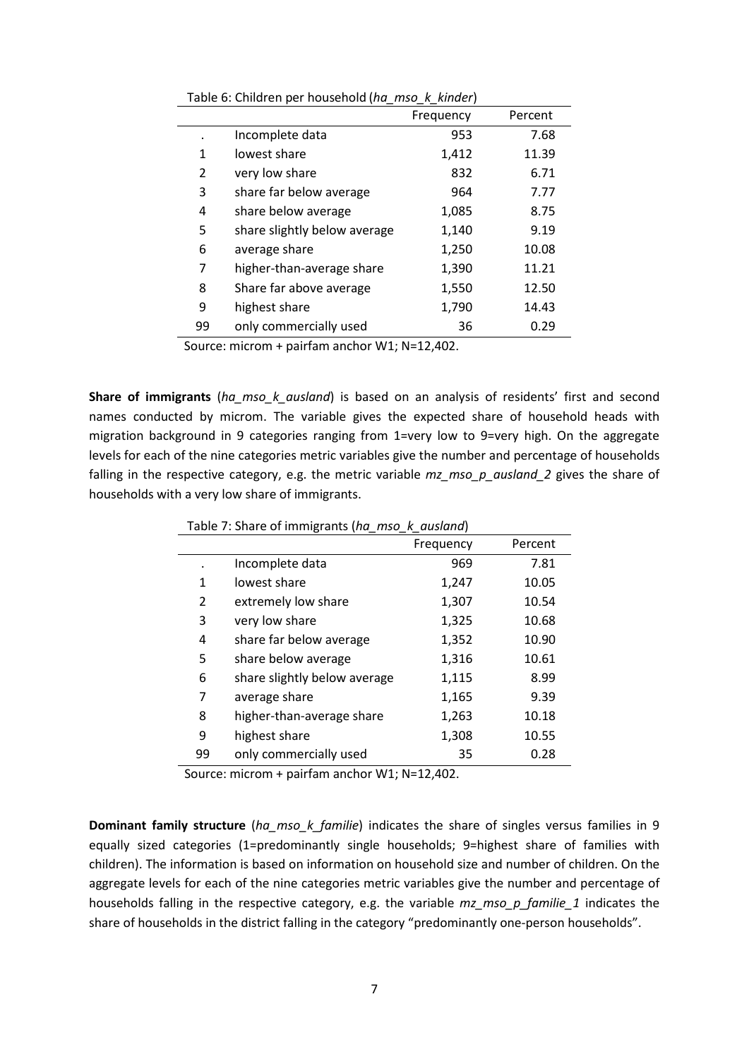Table 6: Children per household (*ha_mso_k_kinder*)

| | | Frequency | Percent |
|---|---|---|---|
| . | Incomplete data | 953 | 7.68 |
| 1 | lowest share | 1,412 | 11.39 |
| 2 | very low share | 832 | 6.71 |
| 3 | share far below average | 964 | 7.77 |
| 4 | share below average | 1,085 | 8.75 |
| 5 | share slightly below average | 1,140 | 9.19 |
| 6 | average share | 1,250 | 10.08 |
| 7 | higher-than-average share | 1,390 | 11.21 |
| 8 | Share far above average | 1,550 | 12.50 |
| 9 | highest share | 1,790 | 14.43 |
| 99 | only commercially used | 36 | 0.29 |

Source: microm + pairfam anchor W1; N=12,402.

**Share of immigrants** (*ha_mso_k_ausland*) is based on an analysis of residents' first and second names conducted by microm. The variable gives the expected share of household heads with migration background in 9 categories ranging from 1=very low to 9=very high. On the aggregate levels for each of the nine categories metric variables give the number and percentage of households falling in the respective category, e.g. the metric variable *mz_mso_p_ausland_2* gives the share of households with a very low share of immigrants.

Table 7: Share of immigrants (*ha_mso_k_ausland*)

| | | Frequency | Percent |
|---|---|---|---|
| . | Incomplete data | 969 | 7.81 |
| 1 | lowest share | 1,247 | 10.05 |
| 2 | extremely low share | 1,307 | 10.54 |
| 3 | very low share | 1,325 | 10.68 |
| 4 | share far below average | 1,352 | 10.90 |
| 5 | share below average | 1,316 | 10.61 |
| 6 | share slightly below average | 1,115 | 8.99 |
| 7 | average share | 1,165 | 9.39 |
| 8 | higher-than-average share | 1,263 | 10.18 |
| 9 | highest share | 1,308 | 10.55 |
| 99 | only commercially used | 35 | 0.28 |

Source: microm + pairfam anchor W1; N=12,402.

**Dominant family structure** (*ha_mso_k_familie*) indicates the share of singles versus families in 9 equally sized categories (1=predominantly single households; 9=highest share of families with children). The information is based on information on household size and number of children. On the aggregate levels for each of the nine categories metric variables give the number and percentage of households falling in the respective category, e.g. the variable *mz_mso_p_familie_1* indicates the share of households in the district falling in the category "predominantly one-person households".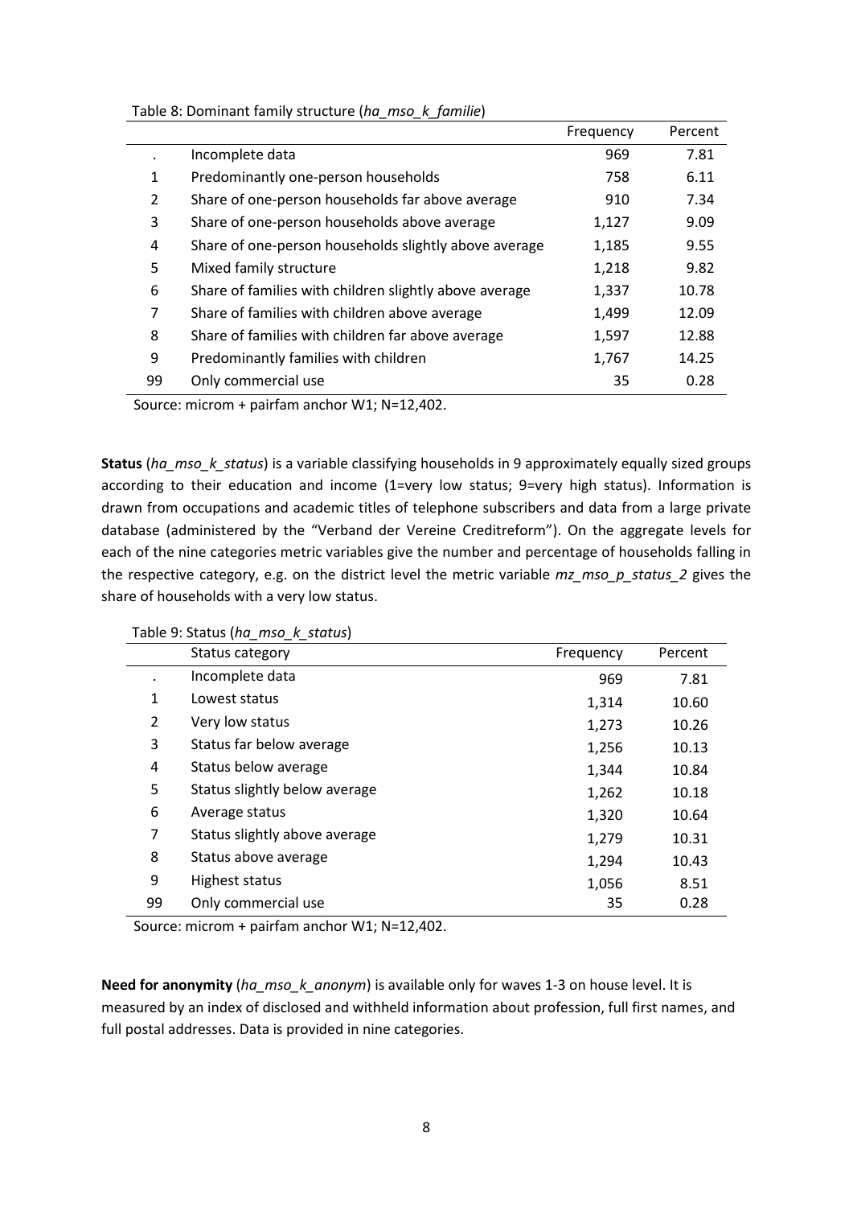Table 8: Dominant family structure (*ha_mso_k_familie*)

| | | Frequency | Percent |
|---|---|---|---|
| . | Incomplete data | 969 | 7.81 |
| 1 | Predominantly one-person households | 758 | 6.11 |
| 2 | Share of one-person households far above average | 910 | 7.34 |
| 3 | Share of one-person households above average | 1,127 | 9.09 |
| 4 | Share of one-person households slightly above average | 1,185 | 9.55 |
| 5 | Mixed family structure | 1,218 | 9.82 |
| 6 | Share of families with children slightly above average | 1,337 | 10.78 |
| 7 | Share of families with children above average | 1,499 | 12.09 |
| 8 | Share of families with children far above average | 1,597 | 12.88 |
| 9 | Predominantly families with children | 1,767 | 14.25 |
| 99 | Only commercial use | 35 | 0.28 |

Source: microm + pairfam anchor W1; N=12,402.

**Status** (*ha_mso_k_status*) is a variable classifying households in 9 approximately equally sized groups according to their education and income (1=very low status; 9=very high status). Information is drawn from occupations and academic titles of telephone subscribers and data from a large private database (administered by the "Verband der Vereine Creditreform"). On the aggregate levels for each of the nine categories metric variables give the number and percentage of households falling in the respective category, e.g. on the district level the metric variable *mz_mso_p_status_2* gives the share of households with a very low status.

Table 9: Status (*ha_mso_k_status*)

| | Status category | Frequency | Percent |
|---|---|---|---|
| . | Incomplete data | 969 | 7.81 |
| 1 | Lowest status | 1,314 | 10.60 |
| 2 | Very low status | 1,273 | 10.26 |
| 3 | Status far below average | 1,256 | 10.13 |
| 4 | Status below average | 1,344 | 10.84 |
| 5 | Status slightly below average | 1,262 | 10.18 |
| 6 | Average status | 1,320 | 10.64 |
| 7 | Status slightly above average | 1,279 | 10.31 |
| 8 | Status above average | 1,294 | 10.43 |
| 9 | Highest status | 1,056 | 8.51 |
| 99 | Only commercial use | 35 | 0.28 |

Source: microm + pairfam anchor W1; N=12,402.

**Need for anonymity** (*ha_mso_k_anonym*) is available only for waves 1-3 on house level. It is measured by an index of disclosed and withheld information about profession, full first names, and full postal addresses. Data is provided in nine categories.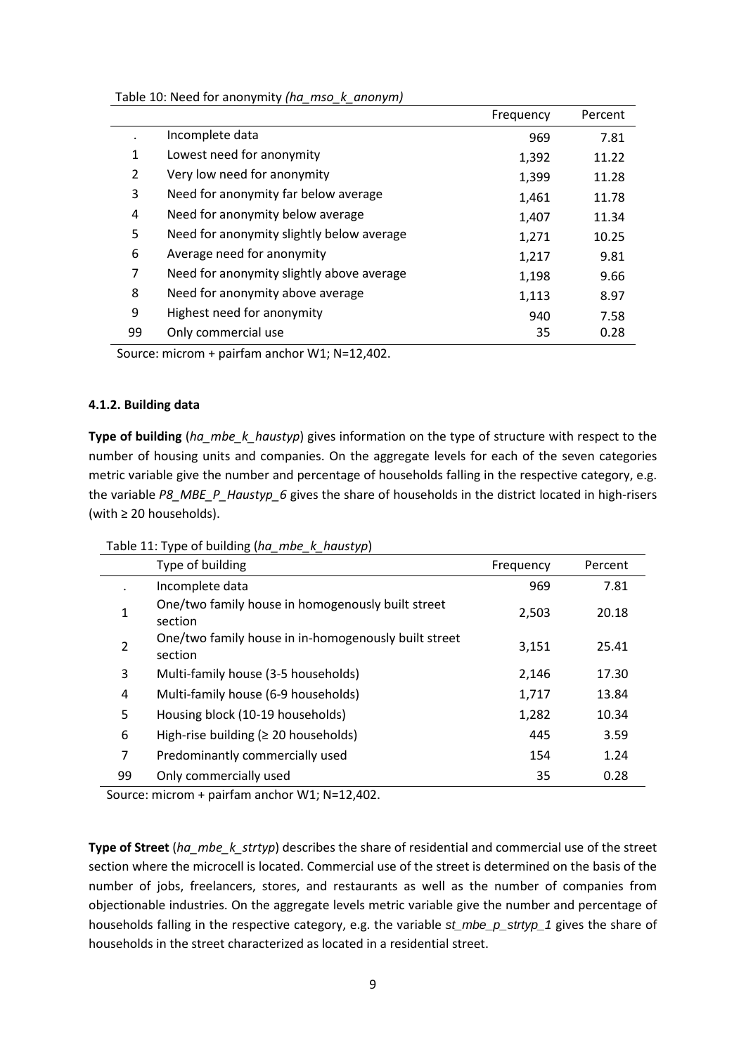Table 10: Need for anonymity *(ha_mso_k_anonym)*

| | | Frequency | Percent |
|---|---|---|---|
| . | Incomplete data | 969 | 7.81 |
| 1 | Lowest need for anonymity | 1,392 | 11.22 |
| 2 | Very low need for anonymity | 1,399 | 11.28 |
| 3 | Need for anonymity far below average | 1,461 | 11.78 |
| 4 | Need for anonymity below average | 1,407 | 11.34 |
| 5 | Need for anonymity slightly below average | 1,271 | 10.25 |
| 6 | Average need for anonymity | 1,217 | 9.81 |
| 7 | Need for anonymity slightly above average | 1,198 | 9.66 |
| 8 | Need for anonymity above average | 1,113 | 8.97 |
| 9 | Highest need for anonymity | 940 | 7.58 |
| 99 | Only commercial use | 35 | 0.28 |

Source: microm + pairfam anchor W1; N=12,402.

#### 4.1.2. Building data

**Type of building** (*ha_mbe_k_haustyp*) gives information on the type of structure with respect to the number of housing units and companies. On the aggregate levels for each of the seven categories metric variable give the number and percentage of households falling in the respective category, e.g. the variable *P8_MBE_P_Haustyp_6* gives the share of households in the district located in high-risers (with ≥ 20 households).

Table 11: Type of building (*ha_mbe_k_haustyp*)

| | Type of building | Frequency | Percent |
|---|---|---|---|
| . | Incomplete data | 969 | 7.81 |
| 1 | One/two family house in homogenously built street section | 2,503 | 20.18 |
| 2 | One/two family house in in-homogenously built street section | 3,151 | 25.41 |
| 3 | Multi-family house (3-5 households) | 2,146 | 17.30 |
| 4 | Multi-family house (6-9 households) | 1,717 | 13.84 |
| 5 | Housing block (10-19 households) | 1,282 | 10.34 |
| 6 | High-rise building (≥ 20 households) | 445 | 3.59 |
| 7 | Predominantly commercially used | 154 | 1.24 |
| 99 | Only commercially used | 35 | 0.28 |

Source: microm + pairfam anchor W1; N=12,402.

**Type of Street** (*ha_mbe_k_strtyp*) describes the share of residential and commercial use of the street section where the microcell is located. Commercial use of the street is determined on the basis of the number of jobs, freelancers, stores, and restaurants as well as the number of companies from objectionable industries. On the aggregate levels metric variable give the number and percentage of households falling in the respective category, e.g. the variable *st_mbe_p_strtyp_1* gives the share of households in the street characterized as located in a residential street.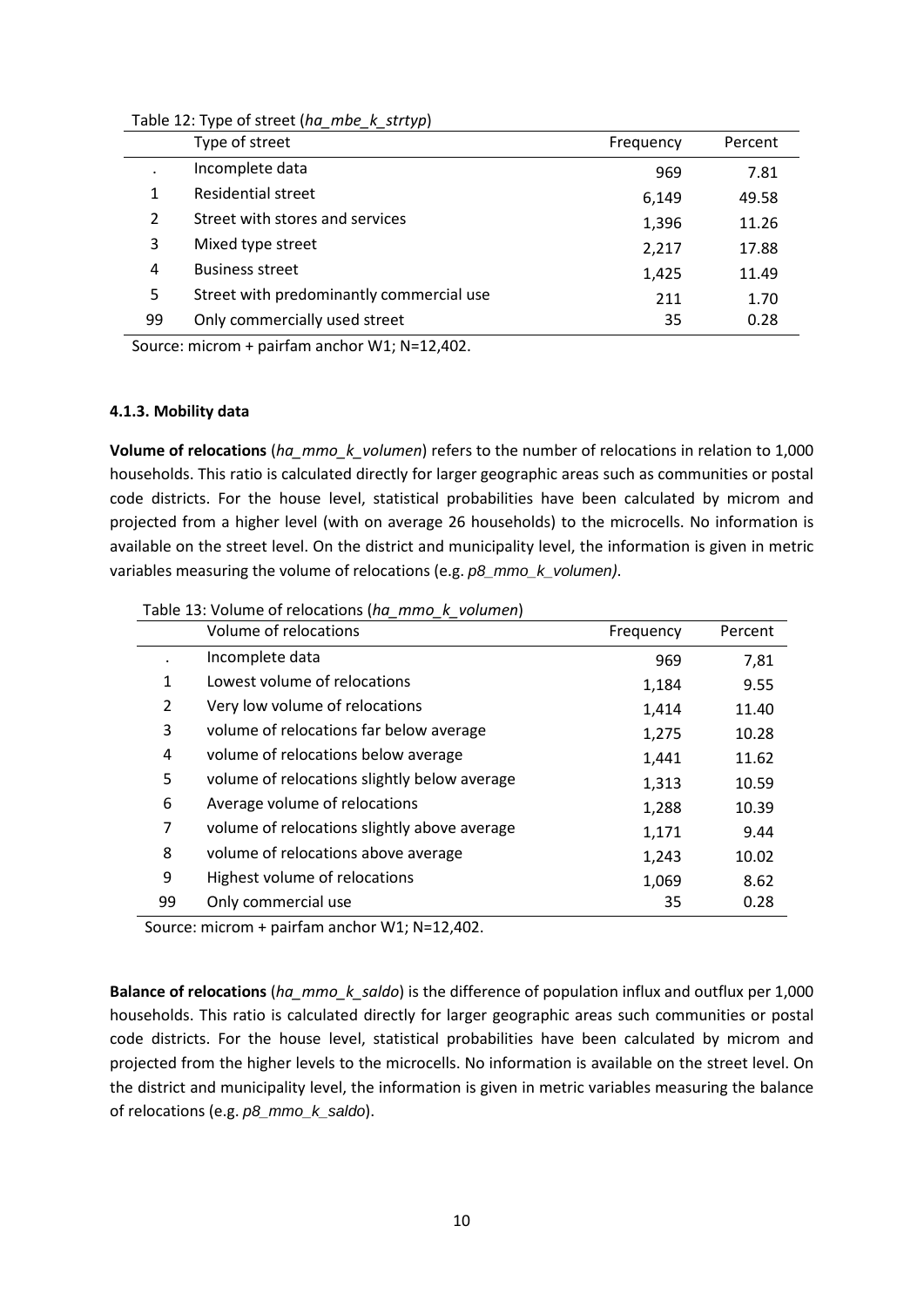Table 12: Type of street (*ha_mbe_k_strtyp*)

| | Type of street | Frequency | Percent |
|---|---|---|---|
| . | Incomplete data | 969 | 7.81 |
| 1 | Residential street | 6,149 | 49.58 |
| 2 | Street with stores and services | 1,396 | 11.26 |
| 3 | Mixed type street | 2,217 | 17.88 |
| 4 | Business street | 1,425 | 11.49 |
| 5 | Street with predominantly commercial use | 211 | 1.70 |
| 99 | Only commercially used street | 35 | 0.28 |

Source: microm + pairfam anchor W1; N=12,402.

#### 4.1.3. Mobility data

**Volume of relocations** (*ha_mmo_k_volumen*) refers to the number of relocations in relation to 1,000 households. This ratio is calculated directly for larger geographic areas such as communities or postal code districts. For the house level, statistical probabilities have been calculated by microm and projected from a higher level (with on average 26 households) to the microcells. No information is available on the street level. On the district and municipality level, the information is given in metric variables measuring the volume of relocations (e.g. *p8_mmo_k_volumen).*

Table 13: Volume of relocations (*ha_mmo_k_volumen*)

| | Volume of relocations | Frequency | Percent |
|---|---|---|---|
| . | Incomplete data | 969 | 7,81 |
| 1 | Lowest volume of relocations | 1,184 | 9.55 |
| 2 | Very low volume of relocations | 1,414 | 11.40 |
| 3 | volume of relocations far below average | 1,275 | 10.28 |
| 4 | volume of relocations below average | 1,441 | 11.62 |
| 5 | volume of relocations slightly below average | 1,313 | 10.59 |
| 6 | Average volume of relocations | 1,288 | 10.39 |
| 7 | volume of relocations slightly above average | 1,171 | 9.44 |
| 8 | volume of relocations above average | 1,243 | 10.02 |
| 9 | Highest volume of relocations | 1,069 | 8.62 |
| 99 | Only commercial use | 35 | 0.28 |

Source: microm + pairfam anchor W1; N=12,402.

**Balance of relocations** (*ha_mmo_k_saldo*) is the difference of population influx and outflux per 1,000 households. This ratio is calculated directly for larger geographic areas such communities or postal code districts. For the house level, statistical probabilities have been calculated by microm and projected from the higher levels to the microcells. No information is available on the street level. On the district and municipality level, the information is given in metric variables measuring the balance of relocations (e.g. *p8_mmo_k_saldo*).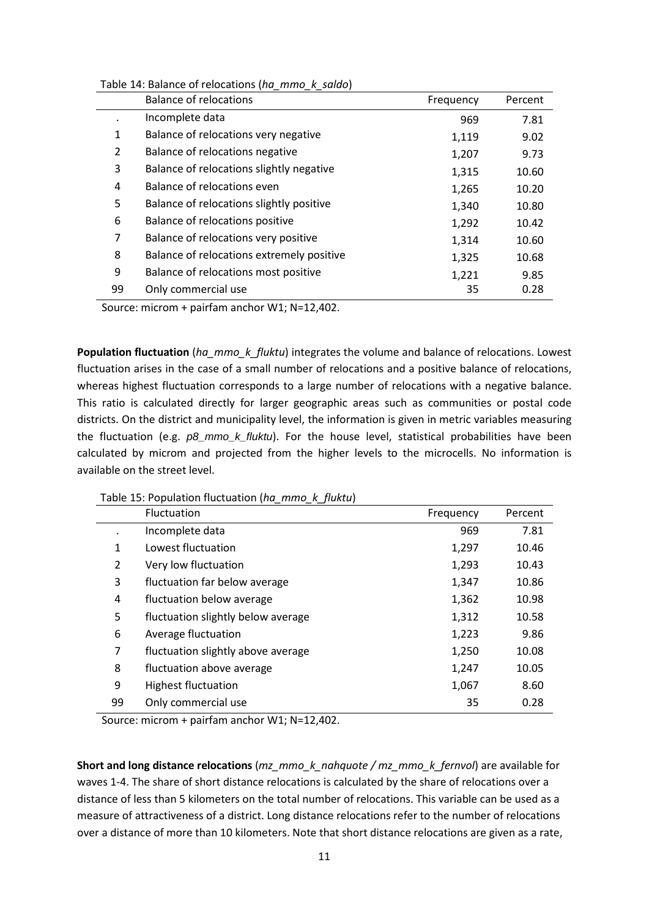Table 14: Balance of relocations (*ha_mmo_k_saldo*)

| | Balance of relocations | Frequency | Percent |
|---|---|---|---|
| . | Incomplete data | 969 | 7.81 |
| 1 | Balance of relocations very negative | 1,119 | 9.02 |
| 2 | Balance of relocations negative | 1,207 | 9.73 |
| 3 | Balance of relocations slightly negative | 1,315 | 10.60 |
| 4 | Balance of relocations even | 1,265 | 10.20 |
| 5 | Balance of relocations slightly positive | 1,340 | 10.80 |
| 6 | Balance of relocations positive | 1,292 | 10.42 |
| 7 | Balance of relocations very positive | 1,314 | 10.60 |
| 8 | Balance of relocations extremely positive | 1,325 | 10.68 |
| 9 | Balance of relocations most positive | 1,221 | 9.85 |
| 99 | Only commercial use | 35 | 0.28 |

Source: microm + pairfam anchor W1; N=12,402.

**Population fluctuation** (*ha_mmo_k_fluktu*) integrates the volume and balance of relocations. Lowest fluctuation arises in the case of a small number of relocations and a positive balance of relocations, whereas highest fluctuation corresponds to a large number of relocations with a negative balance. This ratio is calculated directly for larger geographic areas such as communities or postal code districts. On the district and municipality level, the information is given in metric variables measuring the fluctuation (e.g. *p8_mmo_k_fluktu*). For the house level, statistical probabilities have been calculated by microm and projected from the higher levels to the microcells. No information is available on the street level.

Table 15: Population fluctuation (*ha_mmo_k_fluktu*)

| | Fluctuation | Frequency | Percent |
|---|---|---|---|
| . | Incomplete data | 969 | 7.81 |
| 1 | Lowest fluctuation | 1,297 | 10.46 |
| 2 | Very low fluctuation | 1,293 | 10.43 |
| 3 | fluctuation far below average | 1,347 | 10.86 |
| 4 | fluctuation below average | 1,362 | 10.98 |
| 5 | fluctuation slightly below average | 1,312 | 10.58 |
| 6 | Average fluctuation | 1,223 | 9.86 |
| 7 | fluctuation slightly above average | 1,250 | 10.08 |
| 8 | fluctuation above average | 1,247 | 10.05 |
| 9 | Highest fluctuation | 1,067 | 8.60 |
| 99 | Only commercial use | 35 | 0.28 |

Source: microm + pairfam anchor W1; N=12,402.

**Short and long distance relocations** (*mz_mmo_k_nahquote / mz_mmo_k_fernvol*) are available for waves 1-4. The share of short distance relocations is calculated by the share of relocations over a distance of less than 5 kilometers on the total number of relocations. This variable can be used as a measure of attractiveness of a district. Long distance relocations refer to the number of relocations over a distance of more than 10 kilometers. Note that short distance relocations are given as a rate,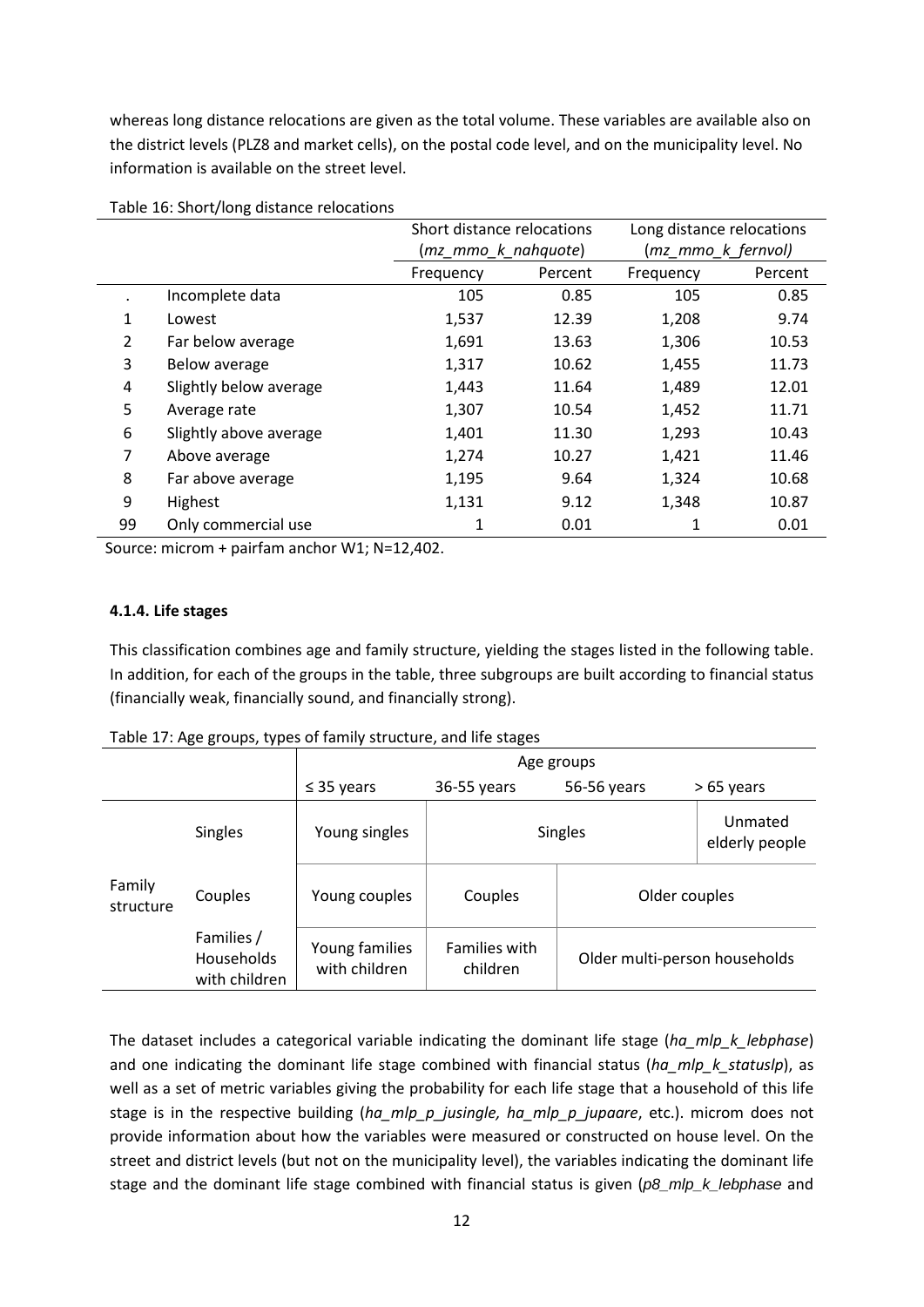whereas long distance relocations are given as the total volume. These variables are available also on the district levels (PLZ8 and market cells), on the postal code level, and on the municipality level. No information is available on the street level.

Table 16: Short/long distance relocations

| | | Short distance relocations (*mz_mmo_k_nahquote*) | | Long distance relocations (*mz_mmo_k_fernvol*) | |
|---|---|---|---|---|---|
| | | Frequency | Percent | Frequency | Percent |
| . | Incomplete data | 105 | 0.85 | 105 | 0.85 |
| 1 | Lowest | 1,537 | 12.39 | 1,208 | 9.74 |
| 2 | Far below average | 1,691 | 13.63 | 1,306 | 10.53 |
| 3 | Below average | 1,317 | 10.62 | 1,455 | 11.73 |
| 4 | Slightly below average | 1,443 | 11.64 | 1,489 | 12.01 |
| 5 | Average rate | 1,307 | 10.54 | 1,452 | 11.71 |
| 6 | Slightly above average | 1,401 | 11.30 | 1,293 | 10.43 |
| 7 | Above average | 1,274 | 10.27 | 1,421 | 11.46 |
| 8 | Far above average | 1,195 | 9.64 | 1,324 | 10.68 |
| 9 | Highest | 1,131 | 9.12 | 1,348 | 10.87 |
| 99 | Only commercial use | 1 | 0.01 | 1 | 0.01 |

Source: microm + pairfam anchor W1; N=12,402.

#### 4.1.4. Life stages

This classification combines age and family structure, yielding the stages listed in the following table. In addition, for each of the groups in the table, three subgroups are built according to financial status (financially weak, financially sound, and financially strong).

Table 17: Age groups, types of family structure, and life stages

| | | Age groups | | | |
|---|---|---|---|---|---|
| | | ≤ 35 years | 36-55 years | 56-56 years | > 65 years |
| Family structure | Singles | Young singles | Singles | | Unmated elderly people |
| | Couples | Young couples | Couples | Older couples | |
| | Families / Households with children | Young families with children | Families with children | Older multi-person households | |

The dataset includes a categorical variable indicating the dominant life stage (*ha_mlp_k_lebphase*) and one indicating the dominant life stage combined with financial status (*ha_mlp_k_statuslp*), as well as a set of metric variables giving the probability for each life stage that a household of this life stage is in the respective building (*ha_mlp_p_jusingle, ha_mlp_p_jupaare*, etc.). microm does not provide information about how the variables were measured or constructed on house level. On the street and district levels (but not on the municipality level), the variables indicating the dominant life stage and the dominant life stage combined with financial status is given (*p8_mlp_k_lebphase* and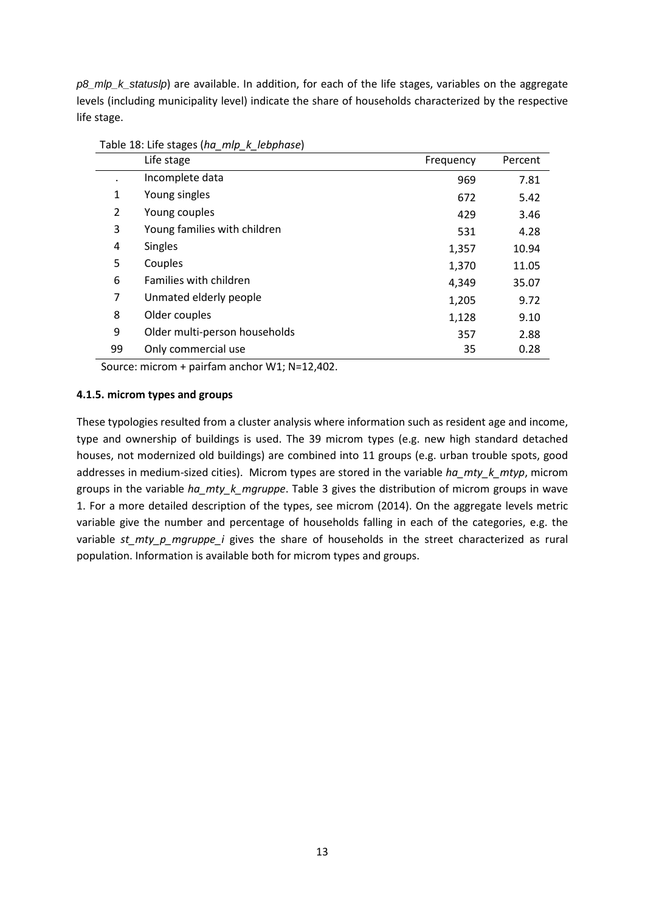*p8_mlp_k_statuslp*) are available. In addition, for each of the life stages, variables on the aggregate levels (including municipality level) indicate the share of households characterized by the respective life stage.

Table 18: Life stages (*ha_mlp_k_lebphase*)

| | Life stage | Frequency | Percent |
|---|---|---|---|
| . | Incomplete data | 969 | 7.81 |
| 1 | Young singles | 672 | 5.42 |
| 2 | Young couples | 429 | 3.46 |
| 3 | Young families with children | 531 | 4.28 |
| 4 | Singles | 1,357 | 10.94 |
| 5 | Couples | 1,370 | 11.05 |
| 6 | Families with children | 4,349 | 35.07 |
| 7 | Unmated elderly people | 1,205 | 9.72 |
| 8 | Older couples | 1,128 | 9.10 |
| 9 | Older multi-person households | 357 | 2.88 |
| 99 | Only commercial use | 35 | 0.28 |

Source: microm + pairfam anchor W1; N=12,402.

#### 4.1.5. microm types and groups

These typologies resulted from a cluster analysis where information such as resident age and income, type and ownership of buildings is used. The 39 microm types (e.g. new high standard detached houses, not modernized old buildings) are combined into 11 groups (e.g. urban trouble spots, good addresses in medium-sized cities). Microm types are stored in the variable *ha_mty_k_mtyp*, microm groups in the variable *ha_mty_k_mgruppe*. Table 3 gives the distribution of microm groups in wave 1. For a more detailed description of the types, see microm (2014). On the aggregate levels metric variable give the number and percentage of households falling in each of the categories, e.g. the variable *st_mty_p_mgruppe_i* gives the share of households in the street characterized as rural population. Information is available both for microm types and groups.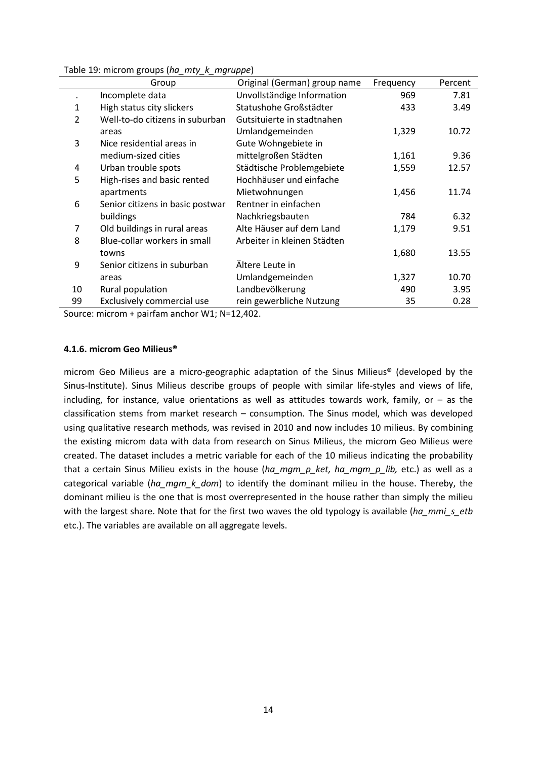Table 19: microm groups (*ha_mty_k_mgruppe*)

| | Group | Original (German) group name | Frequency | Percent |
|---|---|---|---|---|
| . | Incomplete data | Unvollständige Information | 969 | 7.81 |
| 1 | High status city slickers | Statushohe Großstädter | 433 | 3.49 |
| 2 | Well-to-do citizens in suburban areas | Gutsituierte in stadtnahen Umlandgemeinden | 1,329 | 10.72 |
| 3 | Nice residential areas in medium-sized cities | Gute Wohngebiete in mittelgroßen Städten | 1,161 | 9.36 |
| 4 | Urban trouble spots | Städtische Problemgebiete | 1,559 | 12.57 |
| 5 | High-rises and basic rented apartments | Hochhäuser und einfache Mietwohnungen | 1,456 | 11.74 |
| 6 | Senior citizens in basic postwar buildings | Rentner in einfachen Nachkriegsbauten | 784 | 6.32 |
| 7 | Old buildings in rural areas | Alte Häuser auf dem Land | 1,179 | 9.51 |
| 8 | Blue-collar workers in small towns | Arbeiter in kleinen Städten | 1,680 | 13.55 |
| 9 | Senior citizens in suburban areas | Ältere Leute in Umlandgemeinden | 1,327 | 10.70 |
| 10 | Rural population | Landbevölkerung | 490 | 3.95 |
| 99 | Exclusively commercial use | rein gewerbliche Nutzung | 35 | 0.28 |

Source: microm + pairfam anchor W1; N=12,402.

#### 4.1.6. microm Geo Milieus®

microm Geo Milieus are a micro-geographic adaptation of the Sinus Milieus® (developed by the Sinus-Institute). Sinus Milieus describe groups of people with similar life-styles and views of life, including, for instance, value orientations as well as attitudes towards work, family, or – as the classification stems from market research – consumption. The Sinus model, which was developed using qualitative research methods, was revised in 2010 and now includes 10 milieus. By combining the existing microm data with data from research on Sinus Milieus, the microm Geo Milieus were created. The dataset includes a metric variable for each of the 10 milieus indicating the probability that a certain Sinus Milieu exists in the house (*ha_mgm_p_ket, ha_mgm_p_lib,* etc.) as well as a categorical variable (*ha_mgm_k_dom*) to identify the dominant milieu in the house. Thereby, the dominant milieu is the one that is most overrepresented in the house rather than simply the milieu with the largest share. Note that for the first two waves the old typology is available (*ha_mmi_s_etb* etc.). The variables are available on all aggregate levels.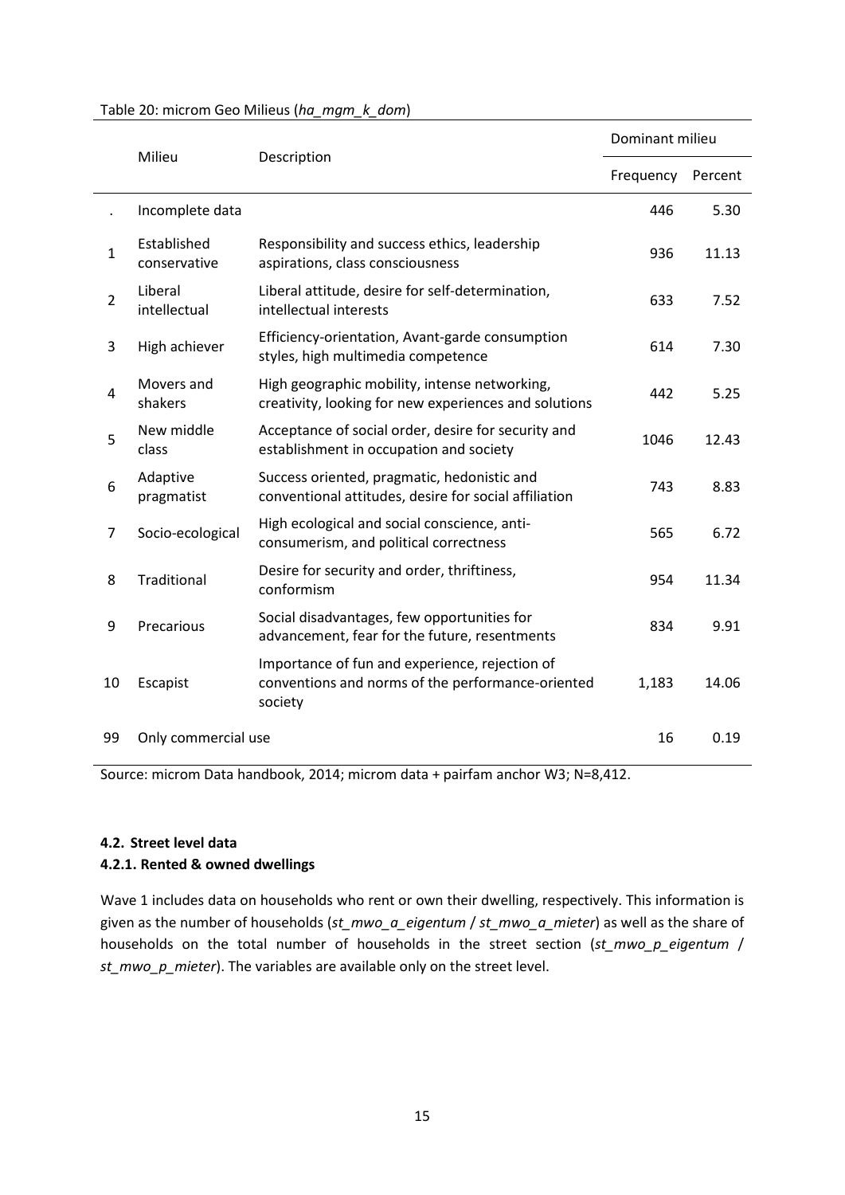Table 20: microm Geo Milieus (*ha_mgm_k_dom*)

| | Milieu | Description | Dominant milieu | |
|---|---|---|---|---|
| | | | Frequency | Percent |
| . | Incomplete data | | 446 | 5.30 |
| 1 | Established conservative | Responsibility and success ethics, leadership aspirations, class consciousness | 936 | 11.13 |
| 2 | Liberal intellectual | Liberal attitude, desire for self-determination, intellectual interests | 633 | 7.52 |
| 3 | High achiever | Efficiency-orientation, Avant-garde consumption styles, high multimedia competence | 614 | 7.30 |
| 4 | Movers and shakers | High geographic mobility, intense networking, creativity, looking for new experiences and solutions | 442 | 5.25 |
| 5 | New middle class | Acceptance of social order, desire for security and establishment in occupation and society | 1046 | 12.43 |
| 6 | Adaptive pragmatist | Success oriented, pragmatic, hedonistic and conventional attitudes, desire for social affiliation | 743 | 8.83 |
| 7 | Socio-ecological | High ecological and social conscience, anti-consumerism, and political correctness | 565 | 6.72 |
| 8 | Traditional | Desire for security and order, thriftiness, conformism | 954 | 11.34 |
| 9 | Precarious | Social disadvantages, few opportunities for advancement, fear for the future, resentments | 834 | 9.91 |
| 10 | Escapist | Importance of fun and experience, rejection of conventions and norms of the performance-oriented society | 1,183 | 14.06 |
| 99 | Only commercial use | | 16 | 0.19 |

Source: microm Data handbook, 2014; microm data + pairfam anchor W3; N=8,412.

### 4.2. Street level data

#### 4.2.1. Rented & owned dwellings

Wave 1 includes data on households who rent or own their dwelling, respectively. This information is given as the number of households (*st_mwo_a_eigentum* / *st_mwo_a_mieter*) as well as the share of households on the total number of households in the street section (*st_mwo_p_eigentum* / *st_mwo_p_mieter*). The variables are available only on the street level.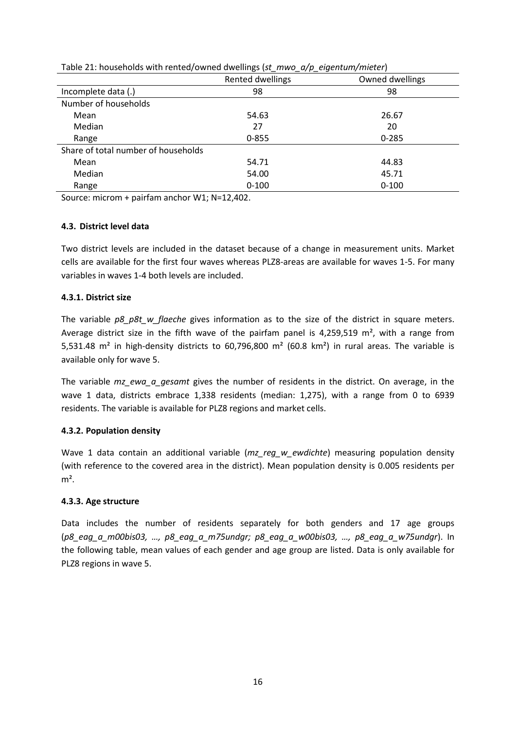Table 21: households with rented/owned dwellings (*st_mwo_a/p_eigentum/mieter*)

| | Rented dwellings | Owned dwellings |
|---|---|---|
| Incomplete data (.) | 98 | 98 |
| Number of households | | |
| Mean | 54.63 | 26.67 |
| Median | 27 | 20 |
| Range | 0-855 | 0-285 |
| Share of total number of households | | |
| Mean | 54.71 | 44.83 |
| Median | 54.00 | 45.71 |
| Range | 0-100 | 0-100 |

Source: microm + pairfam anchor W1; N=12,402.

### 4.3. District level data

Two district levels are included in the dataset because of a change in measurement units. Market cells are available for the first four waves whereas PLZ8-areas are available for waves 1-5. For many variables in waves 1-4 both levels are included.

#### 4.3.1. District size

The variable *p8_p8t_w_flaeche* gives information as to the size of the district in square meters. Average district size in the fifth wave of the pairfam panel is 4,259,519 m², with a range from 5,531.48 m² in high-density districts to 60,796,800 m² (60.8 km²) in rural areas. The variable is available only for wave 5.

The variable *mz_ewa_a_gesamt* gives the number of residents in the district. On average, in the wave 1 data, districts embrace 1,338 residents (median: 1,275), with a range from 0 to 6939 residents. The variable is available for PLZ8 regions and market cells.

#### 4.3.2. Population density

Wave 1 data contain an additional variable (*mz_reg_w_ewdichte*) measuring population density (with reference to the covered area in the district). Mean population density is 0.005 residents per m².

#### 4.3.3. Age structure

Data includes the number of residents separately for both genders and 17 age groups (*p8_eag_a_m00bis03, …, p8_eag_a_m75undgr; p8_eag_a_w00bis03, …, p8_eag_a_w75undgr*). In the following table, mean values of each gender and age group are listed. Data is only available for PLZ8 regions in wave 5.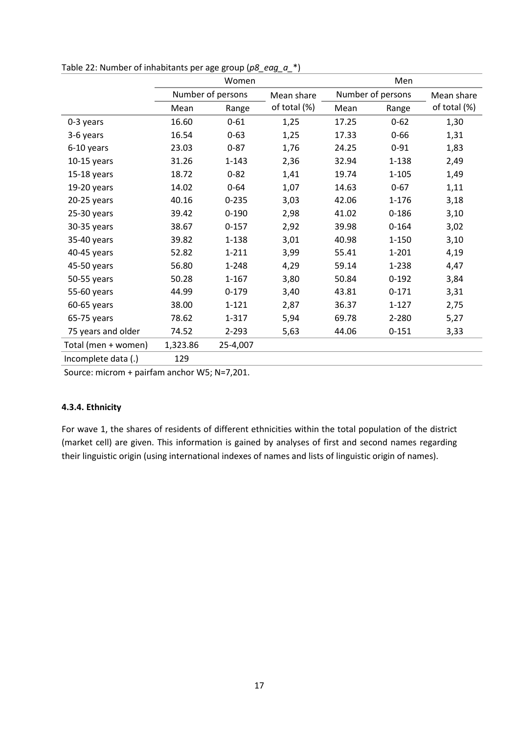Table 22: Number of inhabitants per age group (*p8_eag_a_**)

| | Women | | | Men | | |
|---|---|---|---|---|---|---|
| | Number of persons | | Mean share of total (%) | Number of persons | | Mean share of total (%) |
| | Mean | Range | | Mean | Range | |
| 0-3 years | 16.60 | 0-61 | 1,25 | 17.25 | 0-62 | 1,30 |
| 3-6 years | 16.54 | 0-63 | 1,25 | 17.33 | 0-66 | 1,31 |
| 6-10 years | 23.03 | 0-87 | 1,76 | 24.25 | 0-91 | 1,83 |
| 10-15 years | 31.26 | 1-143 | 2,36 | 32.94 | 1-138 | 2,49 |
| 15-18 years | 18.72 | 0-82 | 1,41 | 19.74 | 1-105 | 1,49 |
| 19-20 years | 14.02 | 0-64 | 1,07 | 14.63 | 0-67 | 1,11 |
| 20-25 years | 40.16 | 0-235 | 3,03 | 42.06 | 1-176 | 3,18 |
| 25-30 years | 39.42 | 0-190 | 2,98 | 41.02 | 0-186 | 3,10 |
| 30-35 years | 38.67 | 0-157 | 2,92 | 39.98 | 0-164 | 3,02 |
| 35-40 years | 39.82 | 1-138 | 3,01 | 40.98 | 1-150 | 3,10 |
| 40-45 years | 52.82 | 1-211 | 3,99 | 55.41 | 1-201 | 4,19 |
| 45-50 years | 56.80 | 1-248 | 4,29 | 59.14 | 1-238 | 4,47 |
| 50-55 years | 50.28 | 1-167 | 3,80 | 50.84 | 0-192 | 3,84 |
| 55-60 years | 44.99 | 0-179 | 3,40 | 43.81 | 0-171 | 3,31 |
| 60-65 years | 38.00 | 1-121 | 2,87 | 36.37 | 1-127 | 2,75 |
| 65-75 years | 78.62 | 1-317 | 5,94 | 69.78 | 2-280 | 5,27 |
| 75 years and older | 74.52 | 2-293 | 5,63 | 44.06 | 0-151 | 3,33 |
| Total (men + women) | 1,323.86 | 25-4,007 | | | | |
| Incomplete data (.) | 129 | | | | | |

Source: microm + pairfam anchor W5; N=7,201.

#### 4.3.4. Ethnicity

For wave 1, the shares of residents of different ethnicities within the total population of the district (market cell) are given. This information is gained by analyses of first and second names regarding their linguistic origin (using international indexes of names and lists of linguistic origin of names).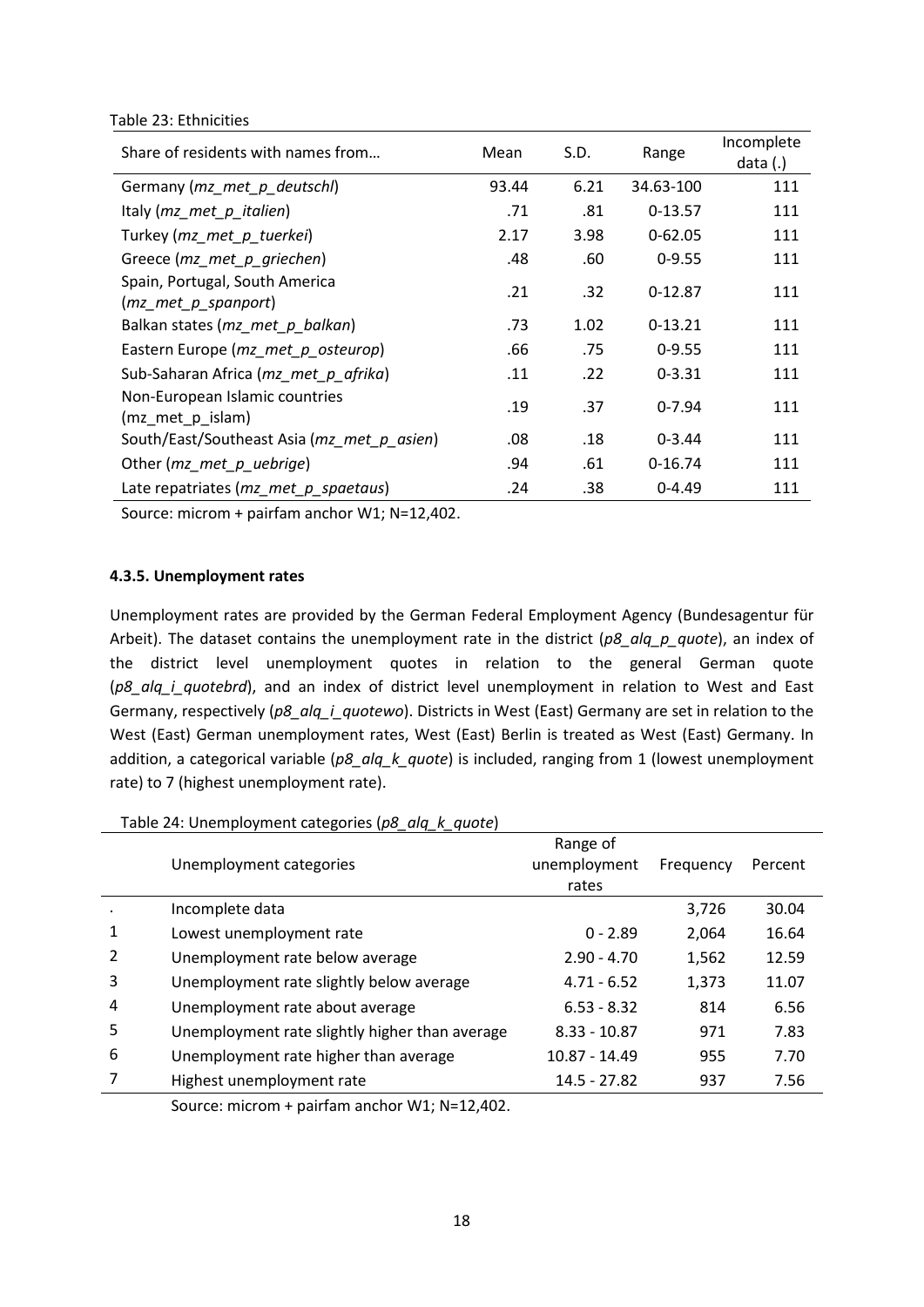Table 23: Ethnicities

| Share of residents with names from… | Mean | S.D. | Range | Incomplete data (.) |
|---|---|---|---|---|
| Germany (*mz_met_p_deutschl*) | 93.44 | 6.21 | 34.63-100 | 111 |
| Italy (*mz_met_p_italien*) | .71 | .81 | 0-13.57 | 111 |
| Turkey (*mz_met_p_tuerkei*) | 2.17 | 3.98 | 0-62.05 | 111 |
| Greece (*mz_met_p_griechen*) | .48 | .60 | 0-9.55 | 111 |
| Spain, Portugal, South America (*mz_met_p_spanport*) | .21 | .32 | 0-12.87 | 111 |
| Balkan states (*mz_met_p_balkan*) | .73 | 1.02 | 0-13.21 | 111 |
| Eastern Europe (*mz_met_p_osteurop*) | .66 | .75 | 0-9.55 | 111 |
| Sub-Saharan Africa (*mz_met_p_afrika*) | .11 | .22 | 0-3.31 | 111 |
| Non-European Islamic countries (mz_met_p_islam) | .19 | .37 | 0-7.94 | 111 |
| South/East/Southeast Asia (*mz_met_p_asien*) | .08 | .18 | 0-3.44 | 111 |
| Other (*mz_met_p_uebrige*) | .94 | .61 | 0-16.74 | 111 |
| Late repatriates (*mz_met_p_spaetaus*) | .24 | .38 | 0-4.49 | 111 |

Source: microm + pairfam anchor W1; N=12,402.

#### 4.3.5. Unemployment rates

Unemployment rates are provided by the German Federal Employment Agency (Bundesagentur für Arbeit). The dataset contains the unemployment rate in the district (*p8_alq_p_quote*), an index of the district level unemployment quotes in relation to the general German quote (*p8_alq_i_quotebrd*), and an index of district level unemployment in relation to West and East Germany, respectively (*p8_alq_i_quotewo*). Districts in West (East) Germany are set in relation to the West (East) German unemployment rates, West (East) Berlin is treated as West (East) Germany. In addition, a categorical variable (*p8_alq_k_quote*) is included, ranging from 1 (lowest unemployment rate) to 7 (highest unemployment rate).

Table 24: Unemployment categories (*p8_alq_k_quote*)

| | Unemployment categories | Range of unemployment rates | Frequency | Percent |
|---|---|---|---|---|
| . | Incomplete data | | 3,726 | 30.04 |
| 1 | Lowest unemployment rate | 0 - 2.89 | 2,064 | 16.64 |
| 2 | Unemployment rate below average | 2.90 - 4.70 | 1,562 | 12.59 |
| 3 | Unemployment rate slightly below average | 4.71 - 6.52 | 1,373 | 11.07 |
| 4 | Unemployment rate about average | 6.53 - 8.32 | 814 | 6.56 |
| 5 | Unemployment rate slightly higher than average | 8.33 - 10.87 | 971 | 7.83 |
| 6 | Unemployment rate higher than average | 10.87 - 14.49 | 955 | 7.70 |
| 7 | Highest unemployment rate | 14.5 - 27.82 | 937 | 7.56 |

Source: microm + pairfam anchor W1; N=12,402.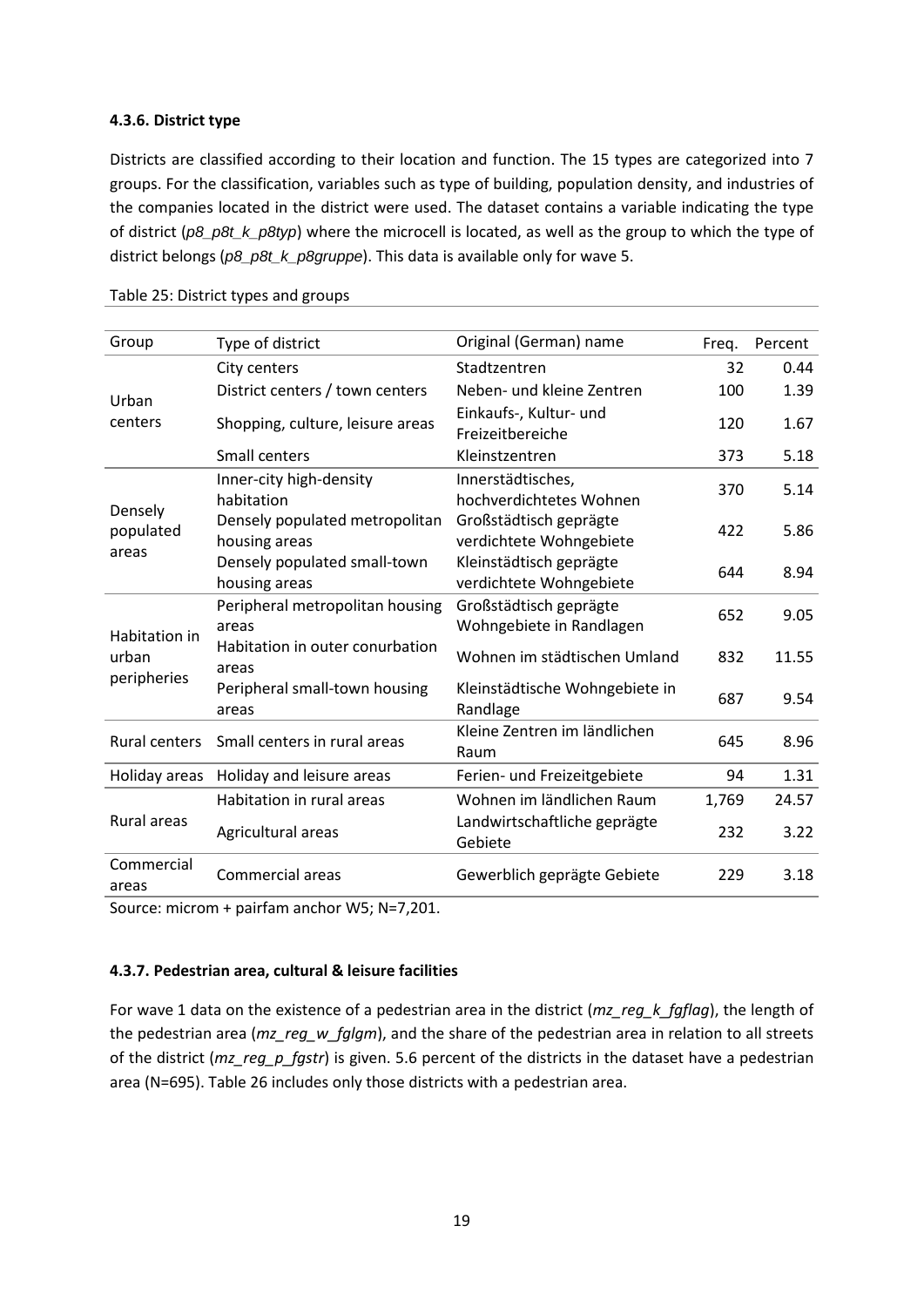#### 4.3.6. District type

Districts are classified according to their location and function. The 15 types are categorized into 7 groups. For the classification, variables such as type of building, population density, and industries of the companies located in the district were used. The dataset contains a variable indicating the type of district (*p8_p8t_k_p8typ*) where the microcell is located, as well as the group to which the type of district belongs (*p8_p8t_k_p8gruppe*). This data is available only for wave 5.

Table 25: District types and groups

| Group | Type of district | Original (German) name | Freq. | Percent |
|---|---|---|---|---|
| Urban centers | City centers | Stadtzentren | 32 | 0.44 |
| | District centers / town centers | Neben- und kleine Zentren | 100 | 1.39 |
| | Shopping, culture, leisure areas | Einkaufs-, Kultur- und Freizeitbereiche | 120 | 1.67 |
| | Small centers | Kleinstzentren | 373 | 5.18 |
| Densely populated areas | Inner-city high-density habitation | Innerstädtisches, hochverdichtetes Wohnen | 370 | 5.14 |
| | Densely populated metropolitan housing areas | Großstädtisch geprägte verdichtete Wohngebiete | 422 | 5.86 |
| | Densely populated small-town housing areas | Kleinstädtisch geprägte verdichtete Wohngebiete | 644 | 8.94 |
| Habitation in urban peripheries | Peripheral metropolitan housing areas | Großstädtisch geprägte Wohngebiete in Randlagen | 652 | 9.05 |
| | Habitation in outer conurbation areas | Wohnen im städtischen Umland | 832 | 11.55 |
| | Peripheral small-town housing areas | Kleinstädtische Wohngebiete in Randlage | 687 | 9.54 |
| Rural centers | Small centers in rural areas | Kleine Zentren im ländlichen Raum | 645 | 8.96 |
| Holiday areas | Holiday and leisure areas | Ferien- und Freizeitgebiete | 94 | 1.31 |
| Rural areas | Habitation in rural areas | Wohnen im ländlichen Raum | 1,769 | 24.57 |
| | Agricultural areas | Landwirtschaftliche geprägte Gebiete | 232 | 3.22 |
| Commercial areas | Commercial areas | Gewerblich geprägte Gebiete | 229 | 3.18 |

Source: microm + pairfam anchor W5; N=7,201.

#### 4.3.7. Pedestrian area, cultural & leisure facilities

For wave 1 data on the existence of a pedestrian area in the district (*mz_reg_k_fgflag*), the length of the pedestrian area (*mz_reg_w_fglgm*), and the share of the pedestrian area in relation to all streets of the district (*mz_reg_p_fgstr*) is given. 5.6 percent of the districts in the dataset have a pedestrian area (N=695). Table 26 includes only those districts with a pedestrian area.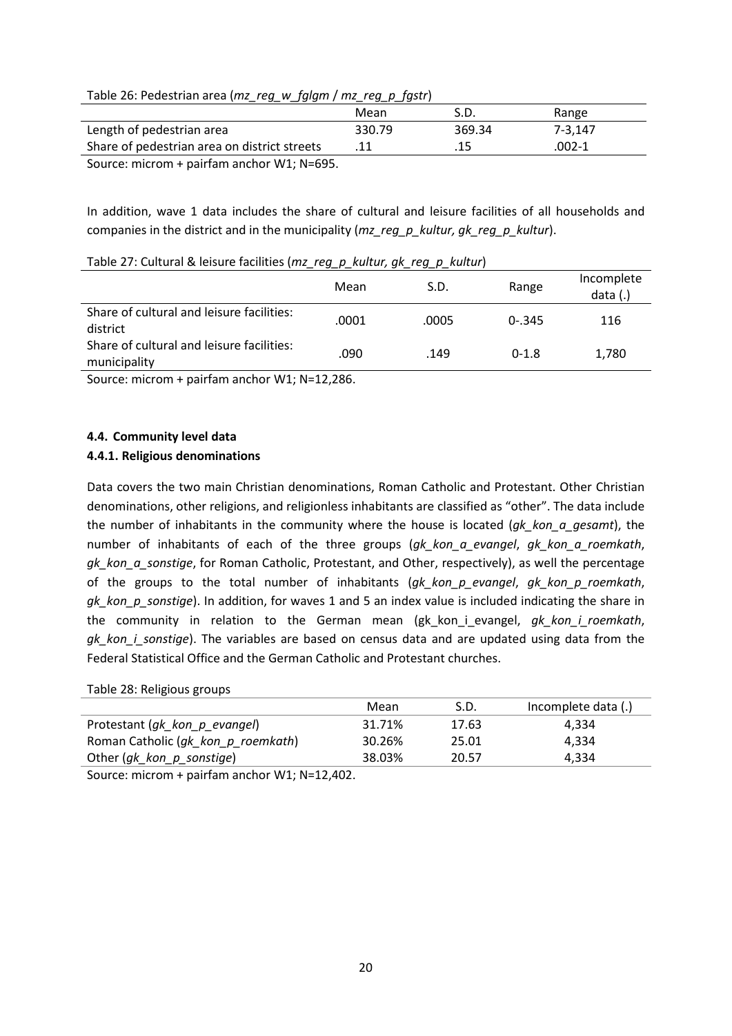Table 26: Pedestrian area (*mz_reg_w_fglgm* / *mz_reg_p_fgstr*)

| | Mean | S.D. | Range |
|---|---|---|---|
| Length of pedestrian area | 330.79 | 369.34 | 7-3,147 |
| Share of pedestrian area on district streets | .11 | .15 | .002-1 |

Source: microm + pairfam anchor W1; N=695.

In addition, wave 1 data includes the share of cultural and leisure facilities of all households and companies in the district and in the municipality (*mz_reg_p_kultur, gk_reg_p_kultur*).

Table 27: Cultural & leisure facilities (*mz_reg_p_kultur, gk_reg_p_kultur*)

| | Mean | S.D. | Range | Incomplete data (.) |
|---|---|---|---|---|
| Share of cultural and leisure facilities: district | .0001 | .0005 | 0-.345 | 116 |
| Share of cultural and leisure facilities: municipality | .090 | .149 | 0-1.8 | 1,780 |

Source: microm + pairfam anchor W1; N=12,286.

#### 4.4. Community level data

#### 4.4.1. Religious denominations

Data covers the two main Christian denominations, Roman Catholic and Protestant. Other Christian denominations, other religions, and religionless inhabitants are classified as "other". The data include the number of inhabitants in the community where the house is located (*gk_kon_a_gesamt*), the number of inhabitants of each of the three groups (*gk_kon_a_evangel*, *gk_kon_a_roemkath*, *gk_kon_a_sonstige*, for Roman Catholic, Protestant, and Other, respectively), as well the percentage of the groups to the total number of inhabitants (*gk_kon_p_evangel*, *gk_kon_p_roemkath*, *gk_kon_p_sonstige*). In addition, for waves 1 and 5 an index value is included indicating the share in the community in relation to the German mean (gk_kon_i_evangel, *gk_kon_i_roemkath*, *gk_kon_i_sonstige*). The variables are based on census data and are updated using data from the Federal Statistical Office and the German Catholic and Protestant churches.

Table 28: Religious groups

| | Mean | S.D. | Incomplete data (.) |
|---|---|---|---|
| Protestant (*gk_kon_p_evangel*) | 31.71% | 17.63 | 4,334 |
| Roman Catholic (*gk_kon_p_roemkath*) | 30.26% | 25.01 | 4,334 |
| Other (*gk_kon_p_sonstige*) | 38.03% | 20.57 | 4,334 |

Source: microm + pairfam anchor W1; N=12,402.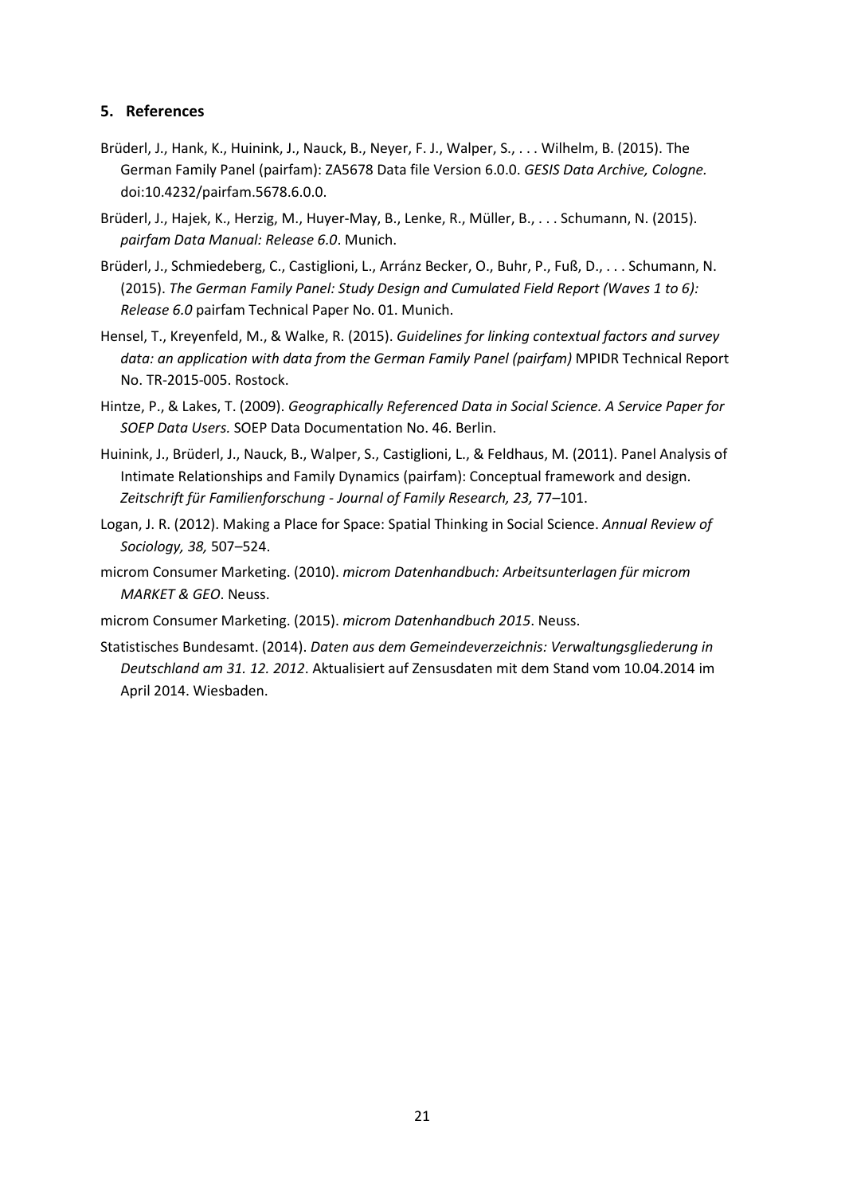## 5. References

Brüderl, J., Hank, K., Huinink, J., Nauck, B., Neyer, F. J., Walper, S., . . . Wilhelm, B. (2015). The German Family Panel (pairfam): ZA5678 Data file Version 6.0.0. *GESIS Data Archive, Cologne.* doi:10.4232/pairfam.5678.6.0.0.

Brüderl, J., Hajek, K., Herzig, M., Huyer-May, B., Lenke, R., Müller, B., . . . Schumann, N. (2015). *pairfam Data Manual: Release 6.0*. Munich.

Brüderl, J., Schmiedeberg, C., Castiglioni, L., Arránz Becker, O., Buhr, P., Fuß, D., . . . Schumann, N. (2015). *The German Family Panel: Study Design and Cumulated Field Report (Waves 1 to 6): Release 6.0* pairfam Technical Paper No. 01. Munich.

Hensel, T., Kreyenfeld, M., & Walke, R. (2015). *Guidelines for linking contextual factors and survey data: an application with data from the German Family Panel (pairfam)* MPIDR Technical Report No. TR-2015-005. Rostock.

Hintze, P., & Lakes, T. (2009). *Geographically Referenced Data in Social Science. A Service Paper for SOEP Data Users.* SOEP Data Documentation No. 46. Berlin.

Huinink, J., Brüderl, J., Nauck, B., Walper, S., Castiglioni, L., & Feldhaus, M. (2011). Panel Analysis of Intimate Relationships and Family Dynamics (pairfam): Conceptual framework and design. *Zeitschrift für Familienforschung - Journal of Family Research, 23,* 77–101.

Logan, J. R. (2012). Making a Place for Space: Spatial Thinking in Social Science. *Annual Review of Sociology, 38,* 507–524.

microm Consumer Marketing. (2010). *microm Datenhandbuch: Arbeitsunterlagen für microm MARKET & GEO*. Neuss.

microm Consumer Marketing. (2015). *microm Datenhandbuch 2015*. Neuss.

Statistisches Bundesamt. (2014). *Daten aus dem Gemeindeverzeichnis: Verwaltungsgliederung in Deutschland am 31. 12. 2012*. Aktualisiert auf Zensusdaten mit dem Stand vom 10.04.2014 im April 2014. Wiesbaden.